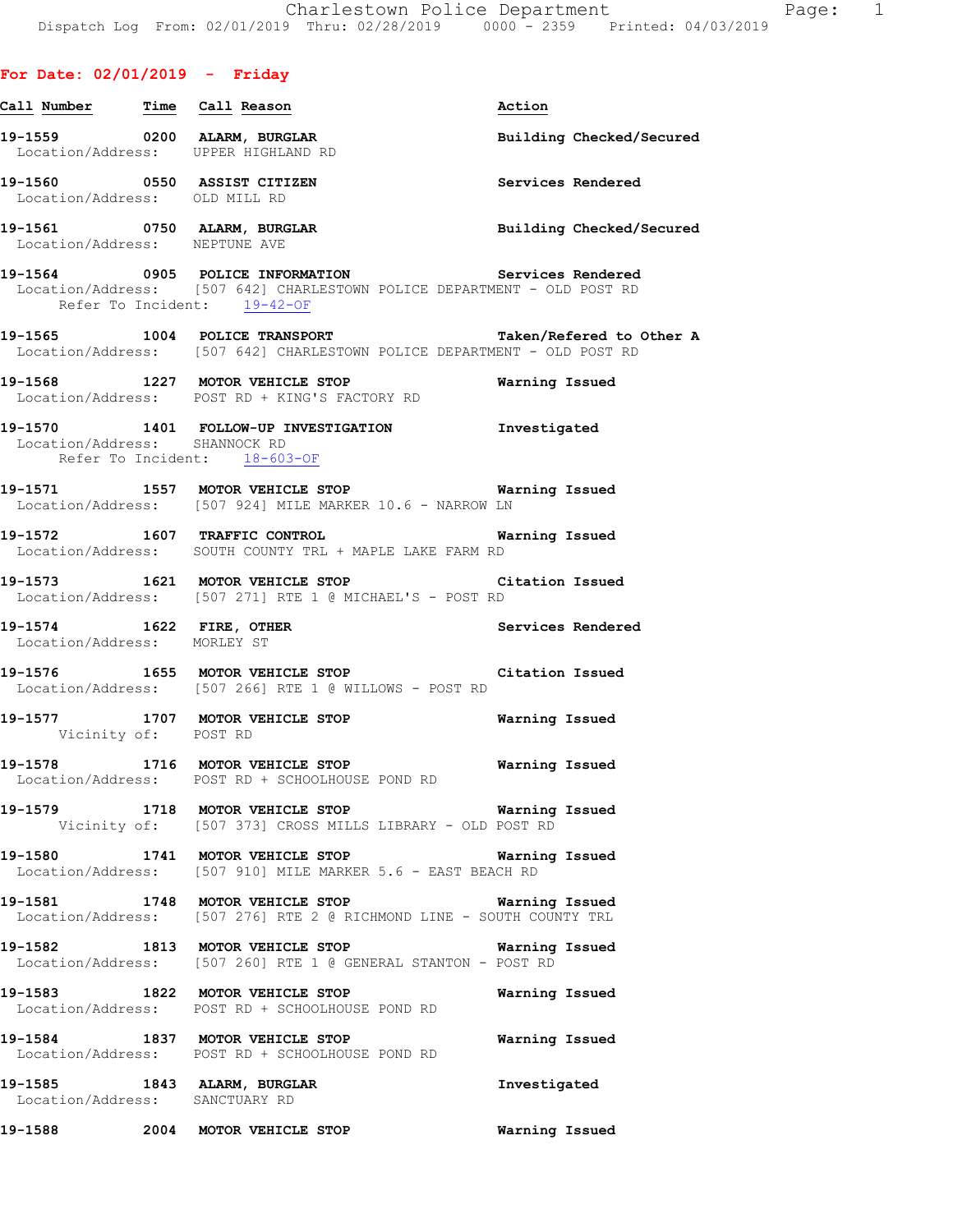**For Date: 02/01/2019 - Friday**

| Call Number | Time | Call Reason | Action |
|---|---|---|---|
| 19-1559 | 0200 | ALARM, BURGLAR | Building Checked/Secured |
| Location/Address: | | UPPER HIGHLAND RD | |
| 19-1560 | 0550 | ASSIST CITIZEN | Services Rendered |
| Location/Address: | | OLD MILL RD | |
| 19-1561 | 0750 | ALARM, BURGLAR | Building Checked/Secured |
| Location/Address: | | NEPTUNE AVE | |
| 19-1564 | 0905 | POLICE INFORMATION | Services Rendered |
| Location/Address: | | [507 642] CHARLESTOWN POLICE DEPARTMENT - OLD POST RD | |
| Refer To Incident: | | 19-42-OF | |
| 19-1565 | 1004 | POLICE TRANSPORT | Taken/Refered to Other A |
| Location/Address: | | [507 642] CHARLESTOWN POLICE DEPARTMENT - OLD POST RD | |
| 19-1568 | 1227 | MOTOR VEHICLE STOP | Warning Issued |
| Location/Address: | | POST RD + KING'S FACTORY RD | |
| 19-1570 | 1401 | FOLLOW-UP INVESTIGATION | Investigated |
| Location/Address: | | SHANNOCK RD | |
| Refer To Incident: | | 18-603-OF | |
| 19-1571 | 1557 | MOTOR VEHICLE STOP | Warning Issued |
| Location/Address: | | [507 924] MILE MARKER 10.6 - NARROW LN | |
| 19-1572 | 1607 | TRAFFIC CONTROL | Warning Issued |
| Location/Address: | | SOUTH COUNTY TRL + MAPLE LAKE FARM RD | |
| 19-1573 | 1621 | MOTOR VEHICLE STOP | Citation Issued |
| Location/Address: | | [507 271] RTE 1 @ MICHAEL'S - POST RD | |
| 19-1574 | 1622 | FIRE, OTHER | Services Rendered |
| Location/Address: | | MORLEY ST | |
| 19-1576 | 1655 | MOTOR VEHICLE STOP | Citation Issued |
| Location/Address: | | [507 266] RTE 1 @ WILLOWS - POST RD | |
| 19-1577 | 1707 | MOTOR VEHICLE STOP | Warning Issued |
| Vicinity of: | | POST RD | |
| 19-1578 | 1716 | MOTOR VEHICLE STOP | Warning Issued |
| Location/Address: | | POST RD + SCHOOLHOUSE POND RD | |
| 19-1579 | 1718 | MOTOR VEHICLE STOP | Warning Issued |
| Vicinity of: | | [507 373] CROSS MILLS LIBRARY - OLD POST RD | |
| 19-1580 | 1741 | MOTOR VEHICLE STOP | Warning Issued |
| Location/Address: | | [507 910] MILE MARKER 5.6 - EAST BEACH RD | |
| 19-1581 | 1748 | MOTOR VEHICLE STOP | Warning Issued |
| Location/Address: | | [507 276] RTE 2 @ RICHMOND LINE - SOUTH COUNTY TRL | |
| 19-1582 | 1813 | MOTOR VEHICLE STOP | Warning Issued |
| Location/Address: | | [507 260] RTE 1 @ GENERAL STANTON - POST RD | |
| 19-1583 | 1822 | MOTOR VEHICLE STOP | Warning Issued |
| Location/Address: | | POST RD + SCHOOLHOUSE POND RD | |
| 19-1584 | 1837 | MOTOR VEHICLE STOP | Warning Issued |
| Location/Address: | | POST RD + SCHOOLHOUSE POND RD | |
| 19-1585 | 1843 | ALARM, BURGLAR | Investigated |
| Location/Address: | | SANCTUARY RD | |
| 19-1588 | 2004 | MOTOR VEHICLE STOP | Warning Issued |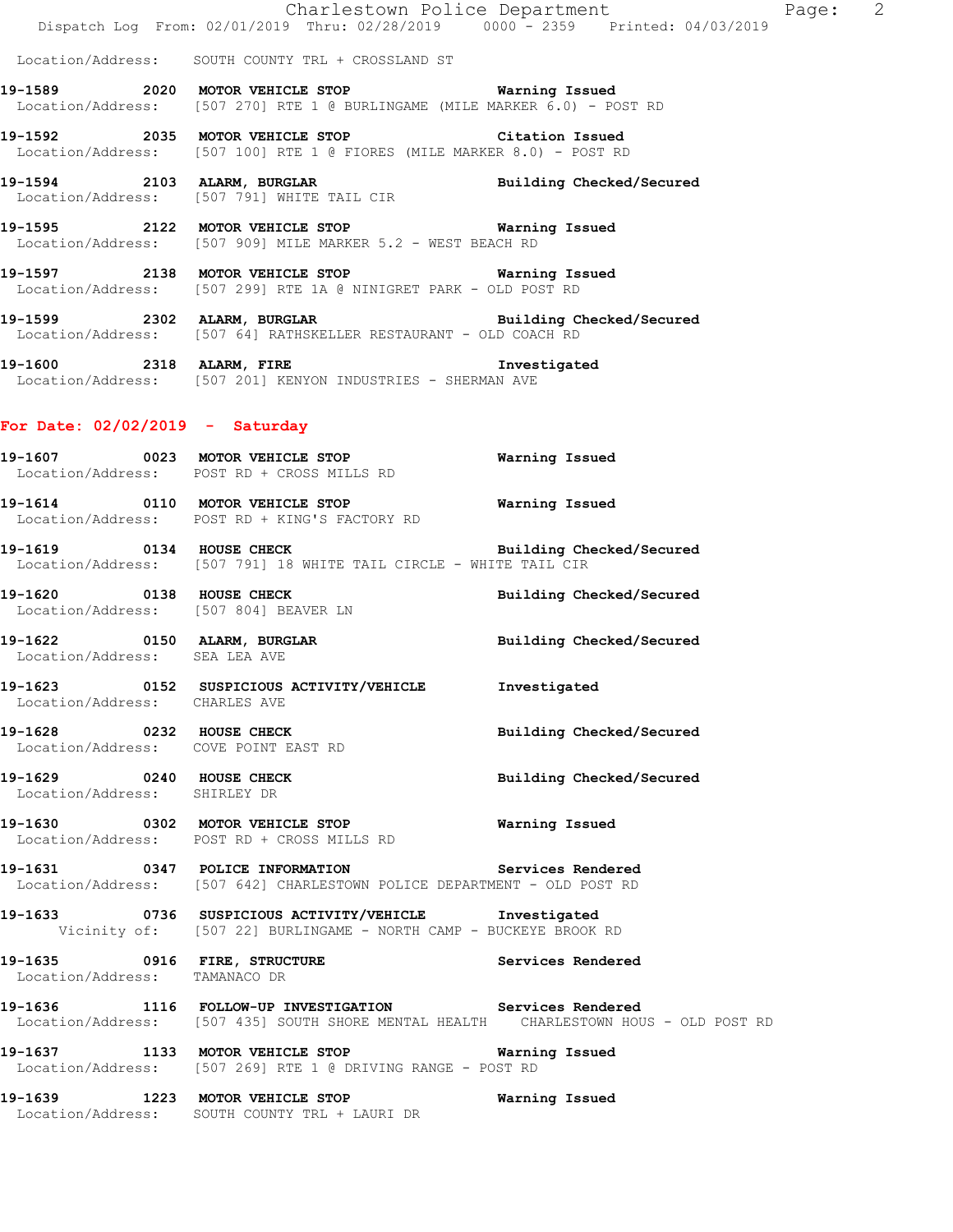Location/Address: SOUTH COUNTY TRL + CROSSLAND ST

**19-1589 2020 MOTOR VEHICLE STOP** **Warning Issued**
Location/Address: [507 270] RTE 1 @ BURLINGAME (MILE MARKER 6.0) - POST RD

**19-1592 2035 MOTOR VEHICLE STOP** **Citation Issued**
Location/Address: [507 100] RTE 1 @ FIORES (MILE MARKER 8.0) - POST RD

**19-1594 2103 ALARM, BURGLAR** **Building Checked/Secured**
Location/Address: [507 791] WHITE TAIL CIR

**19-1595 2122 MOTOR VEHICLE STOP** **Warning Issued**
Location/Address: [507 909] MILE MARKER 5.2 - WEST BEACH RD

**19-1597 2138 MOTOR VEHICLE STOP** **Warning Issued**
Location/Address: [507 299] RTE 1A @ NINIGRET PARK - OLD POST RD

**19-1599 2302 ALARM, BURGLAR** **Building Checked/Secured**
Location/Address: [507 64] RATHSKELLER RESTAURANT - OLD COACH RD

**19-1600 2318 ALARM, FIRE** **Investigated**
Location/Address: [507 201] KENYON INDUSTRIES - SHERMAN AVE

## For Date: 02/02/2019 - Saturday

**19-1607 0023 MOTOR VEHICLE STOP** **Warning Issued**
Location/Address: POST RD + CROSS MILLS RD

**19-1614 0110 MOTOR VEHICLE STOP** **Warning Issued**
Location/Address: POST RD + KING'S FACTORY RD

**19-1619 0134 HOUSE CHECK** **Building Checked/Secured**
Location/Address: [507 791] 18 WHITE TAIL CIRCLE - WHITE TAIL CIR

**19-1620 0138 HOUSE CHECK** **Building Checked/Secured**
Location/Address: [507 804] BEAVER LN

**19-1622 0150 ALARM, BURGLAR** **Building Checked/Secured**
Location/Address: SEA LEA AVE

**19-1623 0152 SUSPICIOUS ACTIVITY/VEHICLE** **Investigated**
Location/Address: CHARLES AVE

**19-1628 0232 HOUSE CHECK** **Building Checked/Secured**
Location/Address: COVE POINT EAST RD

**19-1629 0240 HOUSE CHECK** **Building Checked/Secured**
Location/Address: SHIRLEY DR

**19-1630 0302 MOTOR VEHICLE STOP** **Warning Issued**
Location/Address: POST RD + CROSS MILLS RD

**19-1631 0347 POLICE INFORMATION** **Services Rendered**
Location/Address: [507 642] CHARLESTOWN POLICE DEPARTMENT - OLD POST RD

**19-1633 0736 SUSPICIOUS ACTIVITY/VEHICLE** **Investigated**
Vicinity of: [507 22] BURLINGAME - NORTH CAMP - BUCKEYE BROOK RD

**19-1635 0916 FIRE, STRUCTURE** **Services Rendered**
Location/Address: TAMANACO DR

**19-1636 1116 FOLLOW-UP INVESTIGATION** **Services Rendered**
Location/Address: [507 435] SOUTH SHORE MENTAL HEALTH CHARLESTOWN HOUS - OLD POST RD

**19-1637 1133 MOTOR VEHICLE STOP** **Warning Issued**
Location/Address: [507 269] RTE 1 @ DRIVING RANGE - POST RD

**19-1639 1223 MOTOR VEHICLE STOP** **Warning Issued**
Location/Address: SOUTH COUNTY TRL + LAURI DR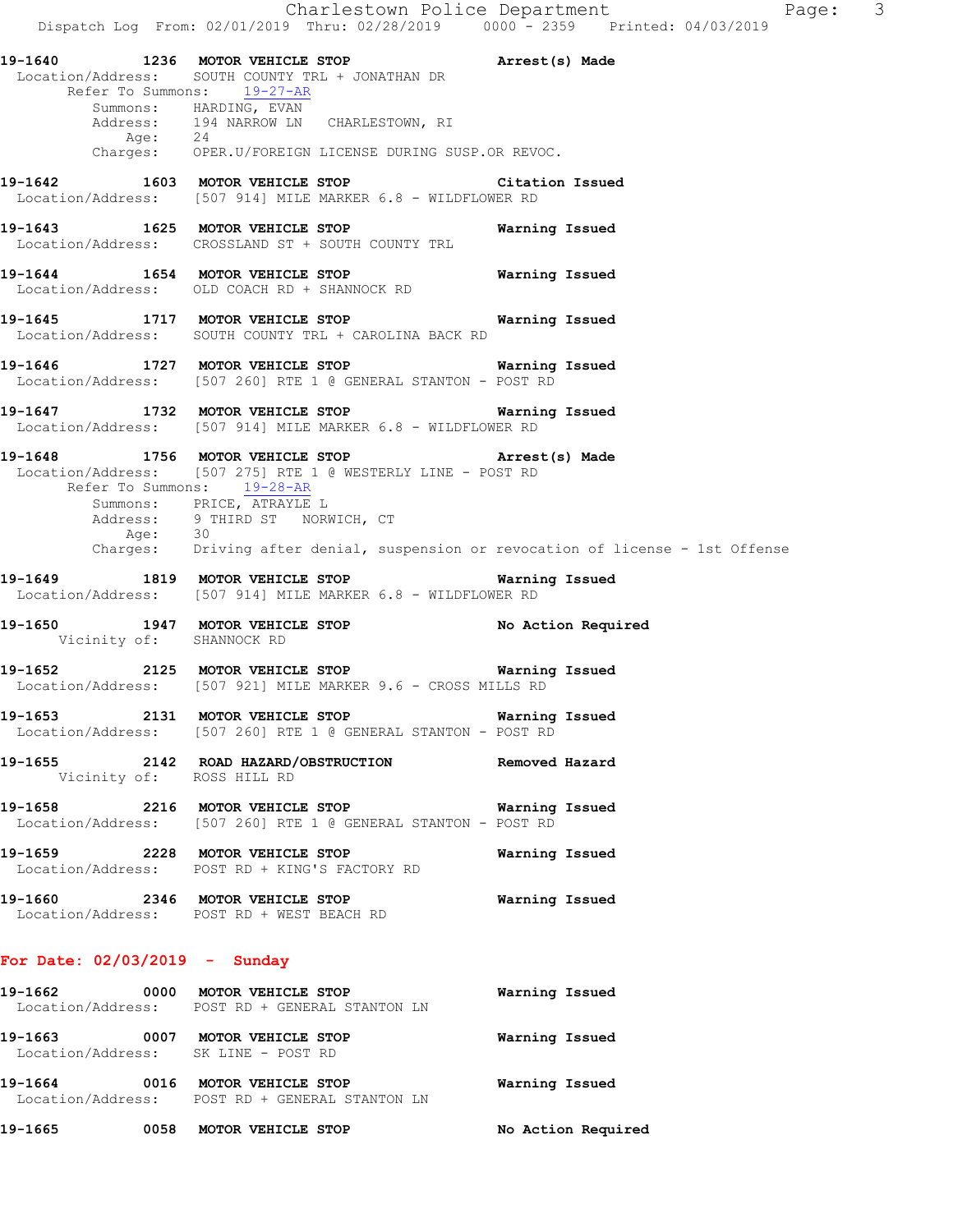**19-1640** **1236** **MOTOR VEHICLE STOP** **Arrest(s) Made**
Location/Address: SOUTH COUNTY TRL + JONATHAN DR
Refer To Summons: 19-27-AR
Summons: HARDING, EVAN
Address: 194 NARROW LN CHARLESTOWN, RI
Age: 24
Charges: OPER.U/FOREIGN LICENSE DURING SUSP.OR REVOC.

**19-1642** **1603** **MOTOR VEHICLE STOP** **Citation Issued**
Location/Address: [507 914] MILE MARKER 6.8 - WILDFLOWER RD

**19-1643** **1625** **MOTOR VEHICLE STOP** **Warning Issued**
Location/Address: CROSSLAND ST + SOUTH COUNTY TRL

**19-1644** **1654** **MOTOR VEHICLE STOP** **Warning Issued**
Location/Address: OLD COACH RD + SHANNOCK RD

**19-1645** **1717** **MOTOR VEHICLE STOP** **Warning Issued**
Location/Address: SOUTH COUNTY TRL + CAROLINA BACK RD

**19-1646** **1727** **MOTOR VEHICLE STOP** **Warning Issued**
Location/Address: [507 260] RTE 1 @ GENERAL STANTON - POST RD

**19-1647** **1732** **MOTOR VEHICLE STOP** **Warning Issued**
Location/Address: [507 914] MILE MARKER 6.8 - WILDFLOWER RD

**19-1648** **1756** **MOTOR VEHICLE STOP** **Arrest(s) Made**
Location/Address: [507 275] RTE 1 @ WESTERLY LINE - POST RD
Refer To Summons: 19-28-AR
Summons: PRICE, ATRAYLE L
Address: 9 THIRD ST NORWICH, CT
Age: 30
Charges: Driving after denial, suspension or revocation of license - 1st Offense

**19-1649** **1819** **MOTOR VEHICLE STOP** **Warning Issued**
Location/Address: [507 914] MILE MARKER 6.8 - WILDFLOWER RD

**19-1650** **1947** **MOTOR VEHICLE STOP** **No Action Required**
Vicinity of: SHANNOCK RD

**19-1652** **2125** **MOTOR VEHICLE STOP** **Warning Issued**
Location/Address: [507 921] MILE MARKER 9.6 - CROSS MILLS RD

**19-1653** **2131** **MOTOR VEHICLE STOP** **Warning Issued**
Location/Address: [507 260] RTE 1 @ GENERAL STANTON - POST RD

**19-1655** **2142** **ROAD HAZARD/OBSTRUCTION** **Removed Hazard**
Vicinity of: ROSS HILL RD

**19-1658** **2216** **MOTOR VEHICLE STOP** **Warning Issued**
Location/Address: [507 260] RTE 1 @ GENERAL STANTON - POST RD

**19-1659** **2228** **MOTOR VEHICLE STOP** **Warning Issued**
Location/Address: POST RD + KING'S FACTORY RD

**19-1660** **2346** **MOTOR VEHICLE STOP** **Warning Issued**
Location/Address: POST RD + WEST BEACH RD

## For Date: 02/03/2019 - Sunday

**19-1662** **0000** **MOTOR VEHICLE STOP** **Warning Issued**
Location/Address: POST RD + GENERAL STANTON LN

**19-1663** **0007** **MOTOR VEHICLE STOP** **Warning Issued**
Location/Address: SK LINE - POST RD

**19-1664** **0016** **MOTOR VEHICLE STOP** **Warning Issued**
Location/Address: POST RD + GENERAL STANTON LN

**19-1665** **0058** **MOTOR VEHICLE STOP** **No Action Required**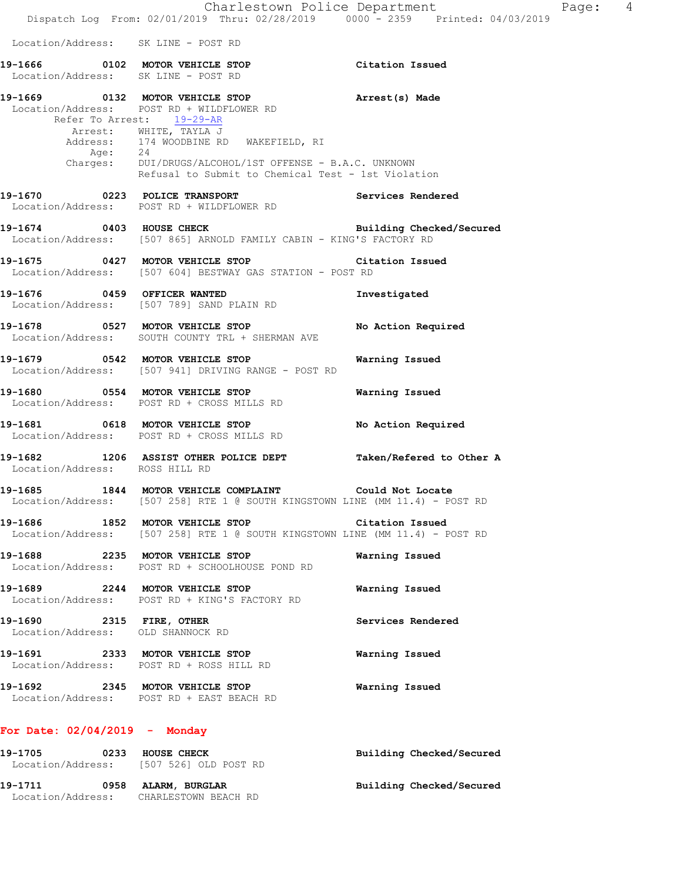Location/Address: SK LINE - POST RD

**19-1666 0102 MOTOR VEHICLE STOP** Citation Issued
Location/Address: SK LINE - POST RD

**19-1669 0132 MOTOR VEHICLE STOP** Arrest(s) Made
Location/Address: POST RD + WILDFLOWER RD
Refer To Arrest: 19-29-AR
Arrest: WHITE, TAYLA J
Address: 174 WOODBINE RD WAKEFIELD, RI
Age: 24
Charges: DUI/DRUGS/ALCOHOL/1ST OFFENSE - B.A.C. UNKNOWN
Refusal to Submit to Chemical Test - 1st Violation

**19-1670 0223 POLICE TRANSPORT** Services Rendered
Location/Address: POST RD + WILDFLOWER RD

**19-1674 0403 HOUSE CHECK** Building Checked/Secured
Location/Address: [507 865] ARNOLD FAMILY CABIN - KING'S FACTORY RD

**19-1675 0427 MOTOR VEHICLE STOP** Citation Issued
Location/Address: [507 604] BESTWAY GAS STATION - POST RD

**19-1676 0459 OFFICER WANTED** Investigated
Location/Address: [507 789] SAND PLAIN RD

**19-1678 0527 MOTOR VEHICLE STOP** No Action Required
Location/Address: SOUTH COUNTY TRL + SHERMAN AVE

**19-1679 0542 MOTOR VEHICLE STOP** Warning Issued
Location/Address: [507 941] DRIVING RANGE - POST RD

**19-1680 0554 MOTOR VEHICLE STOP** Warning Issued
Location/Address: POST RD + CROSS MILLS RD

**19-1681 0618 MOTOR VEHICLE STOP** No Action Required
Location/Address: POST RD + CROSS MILLS RD

**19-1682 1206 ASSIST OTHER POLICE DEPT** Taken/Refered to Other A
Location/Address: ROSS HILL RD

**19-1685 1844 MOTOR VEHICLE COMPLAINT** Could Not Locate
Location/Address: [507 258] RTE 1 @ SOUTH KINGSTOWN LINE (MM 11.4) - POST RD

**19-1686 1852 MOTOR VEHICLE STOP** Citation Issued
Location/Address: [507 258] RTE 1 @ SOUTH KINGSTOWN LINE (MM 11.4) - POST RD

**19-1688 2235 MOTOR VEHICLE STOP** Warning Issued
Location/Address: POST RD + SCHOOLHOUSE POND RD

**19-1689 2244 MOTOR VEHICLE STOP** Warning Issued
Location/Address: POST RD + KING'S FACTORY RD

**19-1690 2315 FIRE, OTHER** Services Rendered
Location/Address: OLD SHANNOCK RD

**19-1691 2333 MOTOR VEHICLE STOP** Warning Issued
Location/Address: POST RD + ROSS HILL RD

**19-1692 2345 MOTOR VEHICLE STOP** Warning Issued
Location/Address: POST RD + EAST BEACH RD

## For Date: 02/04/2019 - Monday

**19-1705 0233 HOUSE CHECK** Building Checked/Secured
Location/Address: [507 526] OLD POST RD

**19-1711 0958 ALARM, BURGLAR** Building Checked/Secured
Location/Address: CHARLESTOWN BEACH RD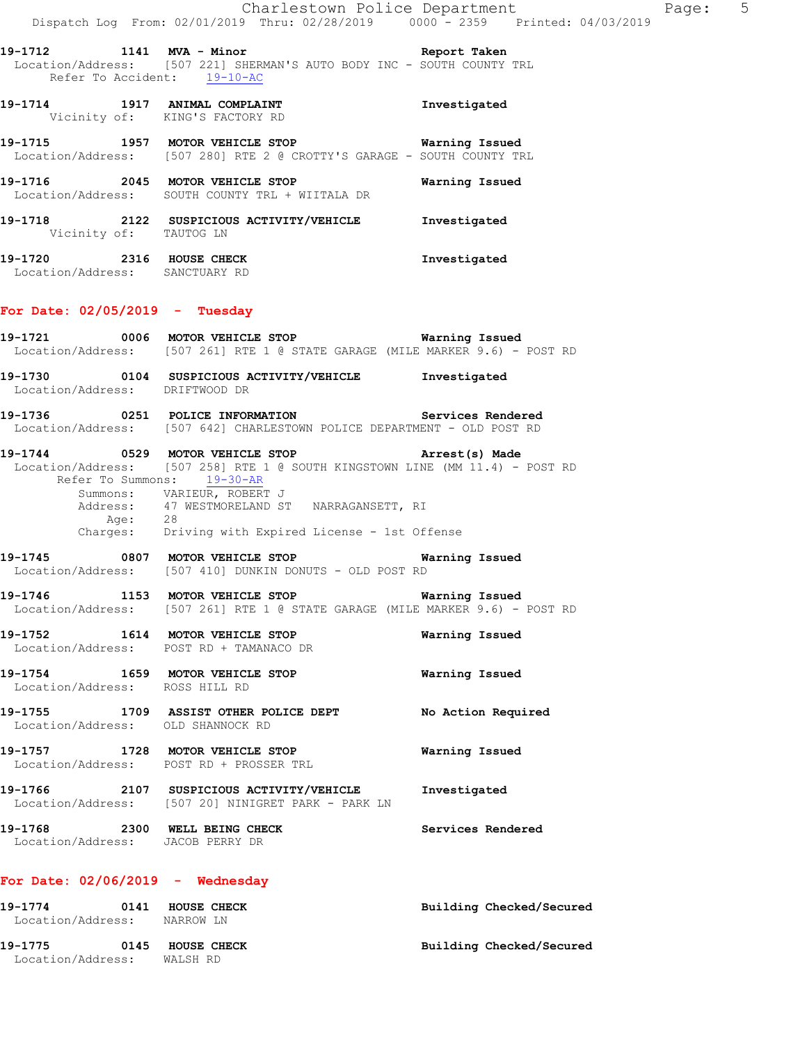**19-1712** 1141 **MVA - Minor** **Report Taken**
Location/Address: [507 221] SHERMAN'S AUTO BODY INC - SOUTH COUNTY TRL
Refer To Accident: 19-10-AC

**19-1714** 1917 **ANIMAL COMPLAINT** **Investigated**
Vicinity of: KING'S FACTORY RD

**19-1715** 1957 **MOTOR VEHICLE STOP** **Warning Issued**
Location/Address: [507 280] RTE 2 @ CROTTY'S GARAGE - SOUTH COUNTY TRL

**19-1716** 2045 **MOTOR VEHICLE STOP** **Warning Issued**
Location/Address: SOUTH COUNTY TRL + WIITALA DR

**19-1718** 2122 **SUSPICIOUS ACTIVITY/VEHICLE** **Investigated**
Vicinity of: TAUTOG LN

**19-1720** 2316 **HOUSE CHECK** **Investigated**
Location/Address: SANCTUARY RD

## For Date: 02/05/2019 - Tuesday

**19-1721** 0006 **MOTOR VEHICLE STOP** **Warning Issued**
Location/Address: [507 261] RTE 1 @ STATE GARAGE (MILE MARKER 9.6) - POST RD

**19-1730** 0104 **SUSPICIOUS ACTIVITY/VEHICLE** **Investigated**
Location/Address: DRIFTWOOD DR

**19-1736** 0251 **POLICE INFORMATION** **Services Rendered**
Location/Address: [507 642] CHARLESTOWN POLICE DEPARTMENT - OLD POST RD

**19-1744** 0529 **MOTOR VEHICLE STOP** **Arrest(s) Made**
Location/Address: [507 258] RTE 1 @ SOUTH KINGSTOWN LINE (MM 11.4) - POST RD
Refer To Summons: 19-30-AR
Summons: VARIEUR, ROBERT J
Address: 47 WESTMORELAND ST NARRAGANSETT, RI
Age: 28
Charges: Driving with Expired License - 1st Offense

**19-1745** 0807 **MOTOR VEHICLE STOP** **Warning Issued**
Location/Address: [507 410] DUNKIN DONUTS - OLD POST RD

**19-1746** 1153 **MOTOR VEHICLE STOP** **Warning Issued**
Location/Address: [507 261] RTE 1 @ STATE GARAGE (MILE MARKER 9.6) - POST RD

**19-1752** 1614 **MOTOR VEHICLE STOP** **Warning Issued**
Location/Address: POST RD + TAMANACO DR

**19-1754** 1659 **MOTOR VEHICLE STOP** **Warning Issued**
Location/Address: ROSS HILL RD

**19-1755** 1709 **ASSIST OTHER POLICE DEPT** **No Action Required**
Location/Address: OLD SHANNOCK RD

**19-1757** 1728 **MOTOR VEHICLE STOP** **Warning Issued**
Location/Address: POST RD + PROSSER TRL

**19-1766** 2107 **SUSPICIOUS ACTIVITY/VEHICLE** **Investigated**
Location/Address: [507 20] NINIGRET PARK - PARK LN

**19-1768** 2300 **WELL BEING CHECK** **Services Rendered**
Location/Address: JACOB PERRY DR

## For Date: 02/06/2019 - Wednesday

**19-1774** 0141 **HOUSE CHECK** **Building Checked/Secured**
Location/Address: NARROW LN

**19-1775** 0145 **HOUSE CHECK** **Building Checked/Secured**
Location/Address: WALSH RD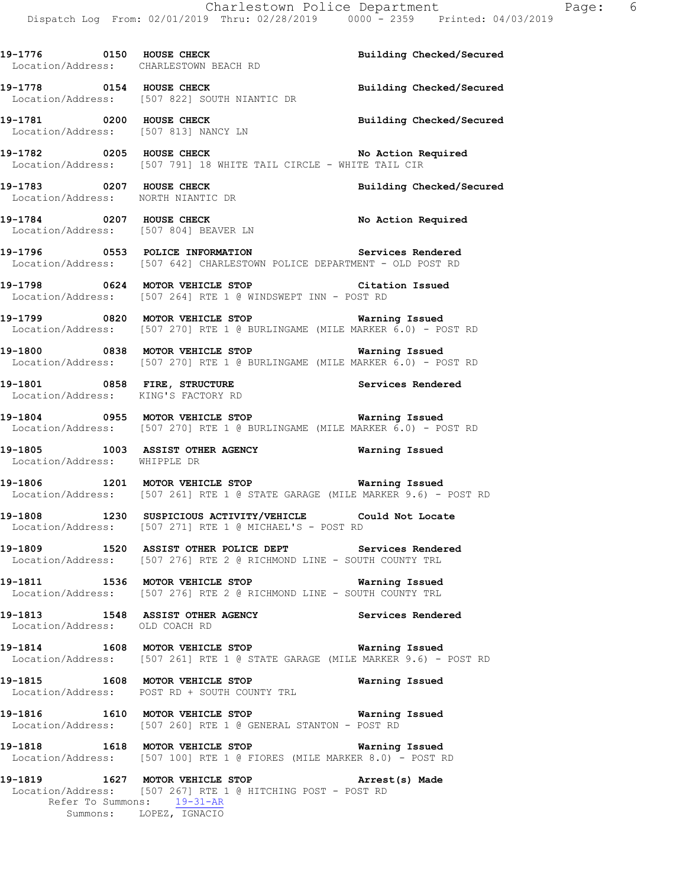19-1776 0150 HOUSE CHECK Building Checked/Secured
Location/Address: CHARLESTOWN BEACH RD

19-1778 0154 HOUSE CHECK Building Checked/Secured
Location/Address: [507 822] SOUTH NIANTIC DR

19-1781 0200 HOUSE CHECK Building Checked/Secured
Location/Address: [507 813] NANCY LN

19-1782 0205 HOUSE CHECK No Action Required
Location/Address: [507 791] 18 WHITE TAIL CIRCLE - WHITE TAIL CIR

19-1783 0207 HOUSE CHECK Building Checked/Secured
Location/Address: NORTH NIANTIC DR

19-1784 0207 HOUSE CHECK No Action Required
Location/Address: [507 804] BEAVER LN

19-1796 0553 POLICE INFORMATION Services Rendered
Location/Address: [507 642] CHARLESTOWN POLICE DEPARTMENT - OLD POST RD

19-1798 0624 MOTOR VEHICLE STOP Citation Issued
Location/Address: [507 264] RTE 1 @ WINDSWEPT INN - POST RD

19-1799 0820 MOTOR VEHICLE STOP Warning Issued
Location/Address: [507 270] RTE 1 @ BURLINGAME (MILE MARKER 6.0) - POST RD

19-1800 0838 MOTOR VEHICLE STOP Warning Issued
Location/Address: [507 270] RTE 1 @ BURLINGAME (MILE MARKER 6.0) - POST RD

19-1801 0858 FIRE, STRUCTURE Services Rendered
Location/Address: KING'S FACTORY RD

19-1804 0955 MOTOR VEHICLE STOP Warning Issued
Location/Address: [507 270] RTE 1 @ BURLINGAME (MILE MARKER 6.0) - POST RD

19-1805 1003 ASSIST OTHER AGENCY Warning Issued
Location/Address: WHIPPLE DR

19-1806 1201 MOTOR VEHICLE STOP Warning Issued
Location/Address: [507 261] RTE 1 @ STATE GARAGE (MILE MARKER 9.6) - POST RD

19-1808 1230 SUSPICIOUS ACTIVITY/VEHICLE Could Not Locate
Location/Address: [507 271] RTE 1 @ MICHAEL'S - POST RD

19-1809 1520 ASSIST OTHER POLICE DEPT Services Rendered
Location/Address: [507 276] RTE 2 @ RICHMOND LINE - SOUTH COUNTY TRL

19-1811 1536 MOTOR VEHICLE STOP Warning Issued
Location/Address: [507 276] RTE 2 @ RICHMOND LINE - SOUTH COUNTY TRL

19-1813 1548 ASSIST OTHER AGENCY Services Rendered
Location/Address: OLD COACH RD

19-1814 1608 MOTOR VEHICLE STOP Warning Issued
Location/Address: [507 261] RTE 1 @ STATE GARAGE (MILE MARKER 9.6) - POST RD

19-1815 1608 MOTOR VEHICLE STOP Warning Issued
Location/Address: POST RD + SOUTH COUNTY TRL

19-1816 1610 MOTOR VEHICLE STOP Warning Issued
Location/Address: [507 260] RTE 1 @ GENERAL STANTON - POST RD

19-1818 1618 MOTOR VEHICLE STOP Warning Issued
Location/Address: [507 100] RTE 1 @ FIORES (MILE MARKER 8.0) - POST RD

19-1819 1627 MOTOR VEHICLE STOP Arrest(s) Made
Location/Address: [507 267] RTE 1 @ HITCHING POST - POST RD
Refer To Summons: 19-31-AR
Summons: LOPEZ, IGNACIO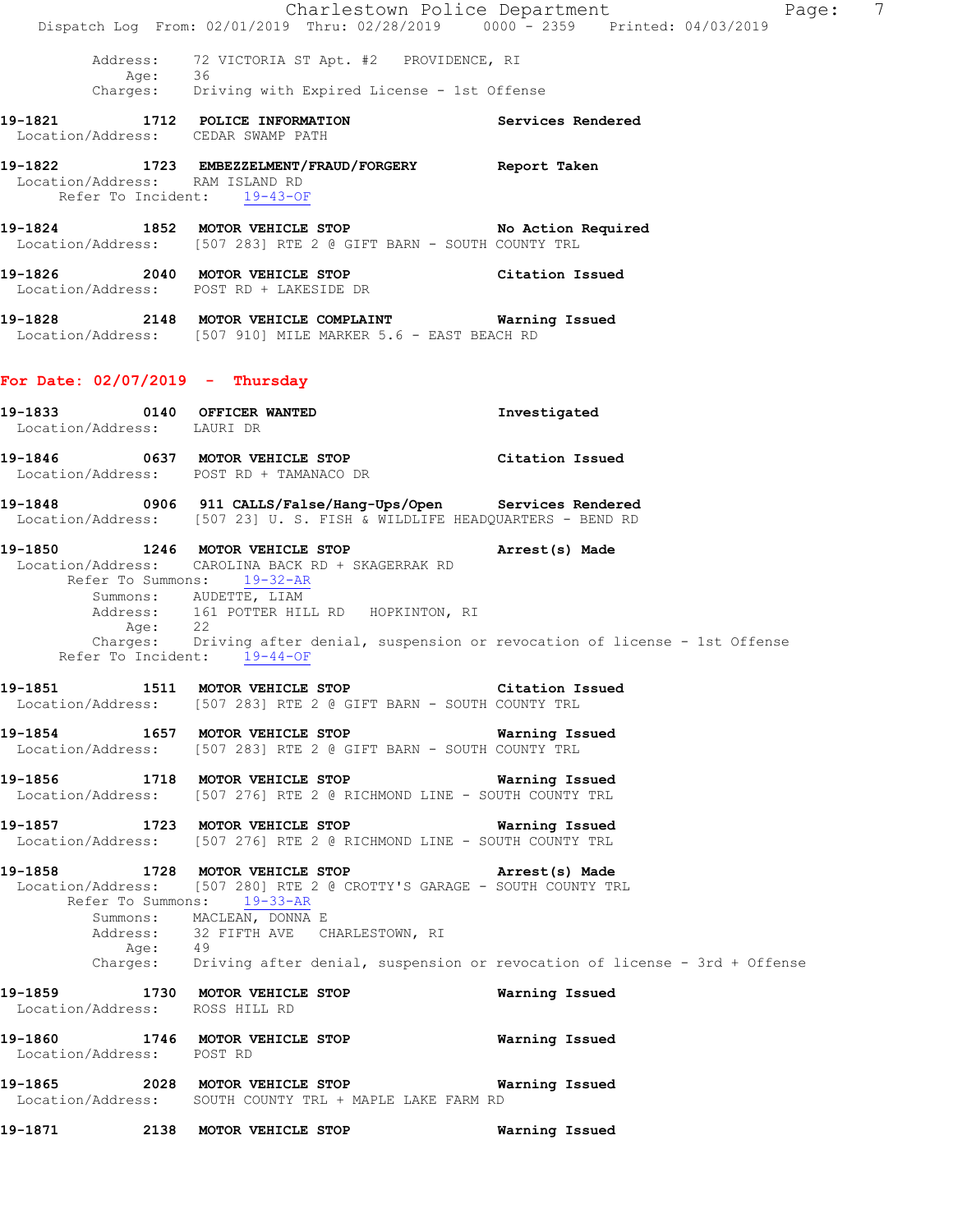Address: 72 VICTORIA ST Apt. #2 PROVIDENCE, RI
Age: 36
Charges: Driving with Expired License - 1st Offense

**19-1821** 1712 **POLICE INFORMATION** **Services Rendered**
Location/Address: CEDAR SWAMP PATH

**19-1822** 1723 **EMBEZZELMENT/FRAUD/FORGERY** **Report Taken**
Location/Address: RAM ISLAND RD
Refer To Incident: 19-43-OF

**19-1824** 1852 **MOTOR VEHICLE STOP** **No Action Required**
Location/Address: [507 283] RTE 2 @ GIFT BARN - SOUTH COUNTY TRL

**19-1826** 2040 **MOTOR VEHICLE STOP** **Citation Issued**
Location/Address: POST RD + LAKESIDE DR

**19-1828** 2148 **MOTOR VEHICLE COMPLAINT** **Warning Issued**
Location/Address: [507 910] MILE MARKER 5.6 - EAST BEACH RD

## For Date: 02/07/2019 - Thursday

**19-1833** 0140 **OFFICER WANTED** **Investigated**
Location/Address: LAURI DR

**19-1846** 0637 **MOTOR VEHICLE STOP** **Citation Issued**
Location/Address: POST RD + TAMANACO DR

**19-1848** 0906 **911 CALLS/False/Hang-Ups/Open** **Services Rendered**
Location/Address: [507 23] U. S. FISH & WILDLIFE HEADQUARTERS - BEND RD

**19-1850** 1246 **MOTOR VEHICLE STOP** **Arrest(s) Made**
Location/Address: CAROLINA BACK RD + SKAGERRAK RD
Refer To Summons: 19-32-AR
Summons: AUDETTE, LIAM
Address: 161 POTTER HILL RD HOPKINTON, RI
Age: 22
Charges: Driving after denial, suspension or revocation of license - 1st Offense
Refer To Incident: 19-44-OF

**19-1851** 1511 **MOTOR VEHICLE STOP** **Citation Issued**
Location/Address: [507 283] RTE 2 @ GIFT BARN - SOUTH COUNTY TRL

**19-1854** 1657 **MOTOR VEHICLE STOP** **Warning Issued**
Location/Address: [507 283] RTE 2 @ GIFT BARN - SOUTH COUNTY TRL

**19-1856** 1718 **MOTOR VEHICLE STOP** **Warning Issued**
Location/Address: [507 276] RTE 2 @ RICHMOND LINE - SOUTH COUNTY TRL

**19-1857** 1723 **MOTOR VEHICLE STOP** **Warning Issued**
Location/Address: [507 276] RTE 2 @ RICHMOND LINE - SOUTH COUNTY TRL

**19-1858** 1728 **MOTOR VEHICLE STOP** **Arrest(s) Made**
Location/Address: [507 280] RTE 2 @ CROTTY'S GARAGE - SOUTH COUNTY TRL
Refer To Summons: 19-33-AR
Summons: MACLEAN, DONNA E
Address: 32 FIFTH AVE CHARLESTOWN, RI
Age: 49
Charges: Driving after denial, suspension or revocation of license - 3rd + Offense

**19-1859** 1730 **MOTOR VEHICLE STOP** **Warning Issued**
Location/Address: ROSS HILL RD

**19-1860** 1746 **MOTOR VEHICLE STOP** **Warning Issued**
Location/Address: POST RD

**19-1865** 2028 **MOTOR VEHICLE STOP** **Warning Issued**
Location/Address: SOUTH COUNTY TRL + MAPLE LAKE FARM RD

**19-1871** 2138 **MOTOR VEHICLE STOP** **Warning Issued**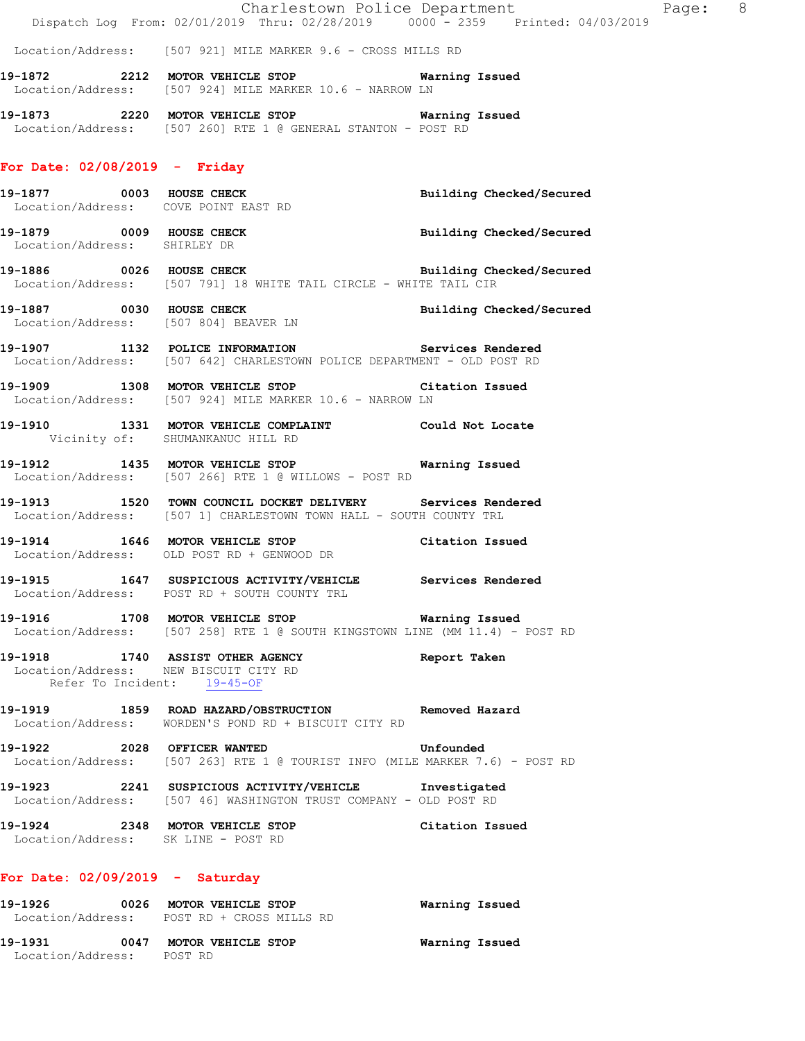Location/Address: [507 921] MILE MARKER 9.6 - CROSS MILLS RD

**19-1872 2212 MOTOR VEHICLE STOP** Warning Issued
Location/Address: [507 924] MILE MARKER 10.6 - NARROW LN

**19-1873 2220 MOTOR VEHICLE STOP** Warning Issued
Location/Address: [507 260] RTE 1 @ GENERAL STANTON - POST RD

## For Date: 02/08/2019 - Friday

**19-1877 0003 HOUSE CHECK** Building Checked/Secured
Location/Address: COVE POINT EAST RD

**19-1879 0009 HOUSE CHECK** Building Checked/Secured
Location/Address: SHIRLEY DR

**19-1886 0026 HOUSE CHECK** Building Checked/Secured
Location/Address: [507 791] 18 WHITE TAIL CIRCLE - WHITE TAIL CIR

**19-1887 0030 HOUSE CHECK** Building Checked/Secured
Location/Address: [507 804] BEAVER LN

**19-1907 1132 POLICE INFORMATION** Services Rendered
Location/Address: [507 642] CHARLESTOWN POLICE DEPARTMENT - OLD POST RD

**19-1909 1308 MOTOR VEHICLE STOP** Citation Issued
Location/Address: [507 924] MILE MARKER 10.6 - NARROW LN

**19-1910 1331 MOTOR VEHICLE COMPLAINT** Could Not Locate
Vicinity of: SHUMANKANUC HILL RD

**19-1912 1435 MOTOR VEHICLE STOP** Warning Issued
Location/Address: [507 266] RTE 1 @ WILLOWS - POST RD

**19-1913 1520 TOWN COUNCIL DOCKET DELIVERY** Services Rendered
Location/Address: [507 1] CHARLESTOWN TOWN HALL - SOUTH COUNTY TRL

**19-1914 1646 MOTOR VEHICLE STOP** Citation Issued
Location/Address: OLD POST RD + GENWOOD DR

**19-1915 1647 SUSPICIOUS ACTIVITY/VEHICLE** Services Rendered
Location/Address: POST RD + SOUTH COUNTY TRL

**19-1916 1708 MOTOR VEHICLE STOP** Warning Issued
Location/Address: [507 258] RTE 1 @ SOUTH KINGSTOWN LINE (MM 11.4) - POST RD

**19-1918 1740 ASSIST OTHER AGENCY** Report Taken
Location/Address: NEW BISCUIT CITY RD
Refer To Incident: 19-45-OF

**19-1919 1859 ROAD HAZARD/OBSTRUCTION** Removed Hazard
Location/Address: WORDEN'S POND RD + BISCUIT CITY RD

**19-1922 2028 OFFICER WANTED** Unfounded
Location/Address: [507 263] RTE 1 @ TOURIST INFO (MILE MARKER 7.6) - POST RD

**19-1923 2241 SUSPICIOUS ACTIVITY/VEHICLE** Investigated
Location/Address: [507 46] WASHINGTON TRUST COMPANY - OLD POST RD

**19-1924 2348 MOTOR VEHICLE STOP** Citation Issued
Location/Address: SK LINE - POST RD

## For Date: 02/09/2019 - Saturday

**19-1926 0026 MOTOR VEHICLE STOP** Warning Issued
Location/Address: POST RD + CROSS MILLS RD

**19-1931 0047 MOTOR VEHICLE STOP** Warning Issued
Location/Address: POST RD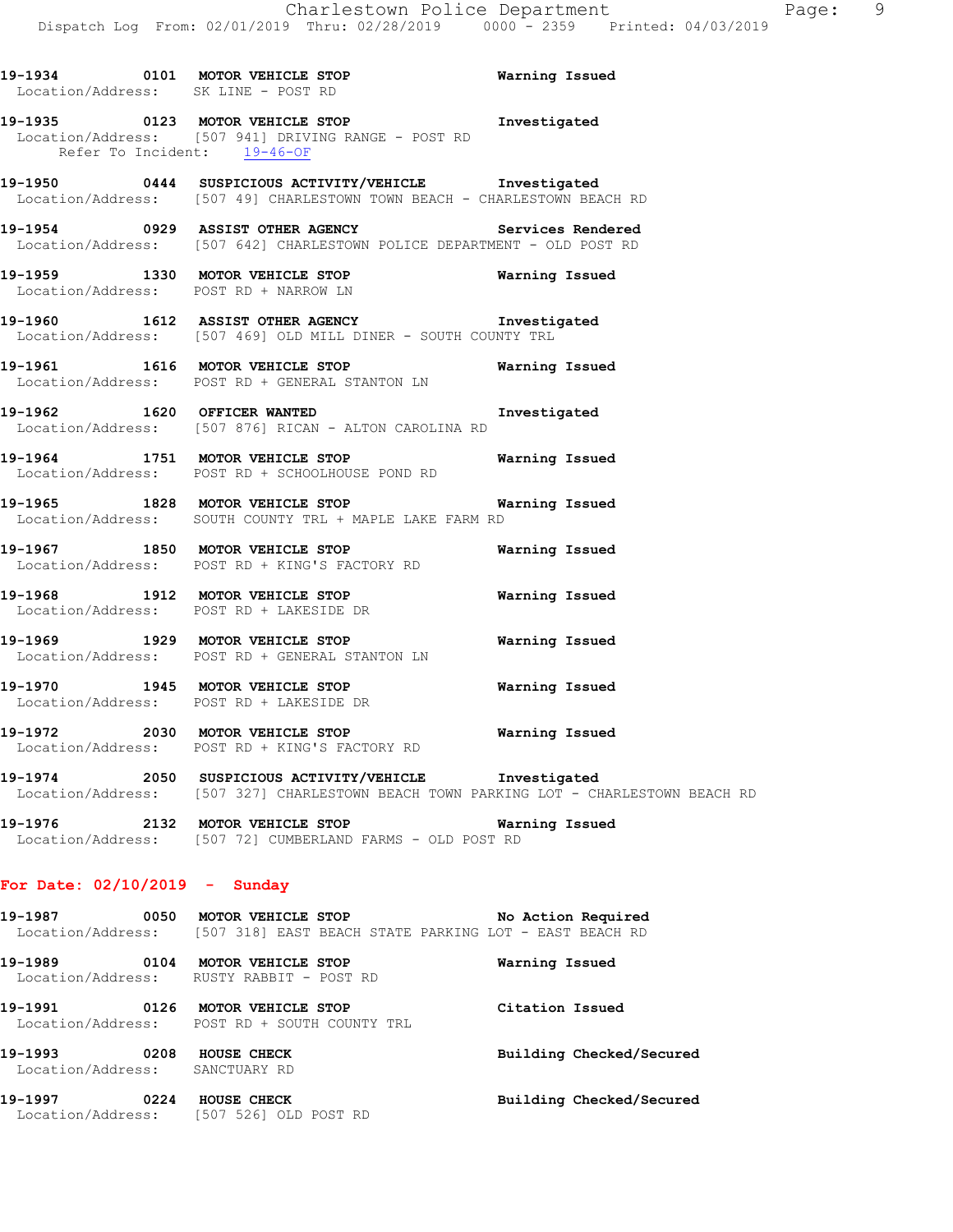**19-1934 0101 MOTOR VEHICLE STOP** **Warning Issued**
Location/Address: SK LINE - POST RD

**19-1935 0123 MOTOR VEHICLE STOP** **Investigated**
Location/Address: [507 941] DRIVING RANGE - POST RD
Refer To Incident: 19-46-OF

**19-1950 0444 SUSPICIOUS ACTIVITY/VEHICLE** **Investigated**
Location/Address: [507 49] CHARLESTOWN TOWN BEACH - CHARLESTOWN BEACH RD

**19-1954 0929 ASSIST OTHER AGENCY** **Services Rendered**
Location/Address: [507 642] CHARLESTOWN POLICE DEPARTMENT - OLD POST RD

**19-1959 1330 MOTOR VEHICLE STOP** **Warning Issued**
Location/Address: POST RD + NARROW LN

**19-1960 1612 ASSIST OTHER AGENCY** **Investigated**
Location/Address: [507 469] OLD MILL DINER - SOUTH COUNTY TRL

**19-1961 1616 MOTOR VEHICLE STOP** **Warning Issued**
Location/Address: POST RD + GENERAL STANTON LN

**19-1962 1620 OFFICER WANTED** **Investigated**
Location/Address: [507 876] RICAN - ALTON CAROLINA RD

**19-1964 1751 MOTOR VEHICLE STOP** **Warning Issued**
Location/Address: POST RD + SCHOOLHOUSE POND RD

**19-1965 1828 MOTOR VEHICLE STOP** **Warning Issued**
Location/Address: SOUTH COUNTY TRL + MAPLE LAKE FARM RD

**19-1967 1850 MOTOR VEHICLE STOP** **Warning Issued**
Location/Address: POST RD + KING'S FACTORY RD

**19-1968 1912 MOTOR VEHICLE STOP** **Warning Issued**
Location/Address: POST RD + LAKESIDE DR

**19-1969 1929 MOTOR VEHICLE STOP** **Warning Issued**
Location/Address: POST RD + GENERAL STANTON LN

**19-1970 1945 MOTOR VEHICLE STOP** **Warning Issued**
Location/Address: POST RD + LAKESIDE DR

**19-1972 2030 MOTOR VEHICLE STOP** **Warning Issued**
Location/Address: POST RD + KING'S FACTORY RD

**19-1974 2050 SUSPICIOUS ACTIVITY/VEHICLE** **Investigated**
Location/Address: [507 327] CHARLESTOWN BEACH TOWN PARKING LOT - CHARLESTOWN BEACH RD

**19-1976 2132 MOTOR VEHICLE STOP** **Warning Issued**
Location/Address: [507 72] CUMBERLAND FARMS - OLD POST RD

## For Date: 02/10/2019 - Sunday

**19-1987 0050 MOTOR VEHICLE STOP** **No Action Required**
Location/Address: [507 318] EAST BEACH STATE PARKING LOT - EAST BEACH RD

**19-1989 0104 MOTOR VEHICLE STOP** **Warning Issued**
Location/Address: RUSTY RABBIT - POST RD

**19-1991 0126 MOTOR VEHICLE STOP** **Citation Issued**
Location/Address: POST RD + SOUTH COUNTY TRL

**19-1993 0208 HOUSE CHECK** **Building Checked/Secured**
Location/Address: SANCTUARY RD

**19-1997 0224 HOUSE CHECK** **Building Checked/Secured**
Location/Address: [507 526] OLD POST RD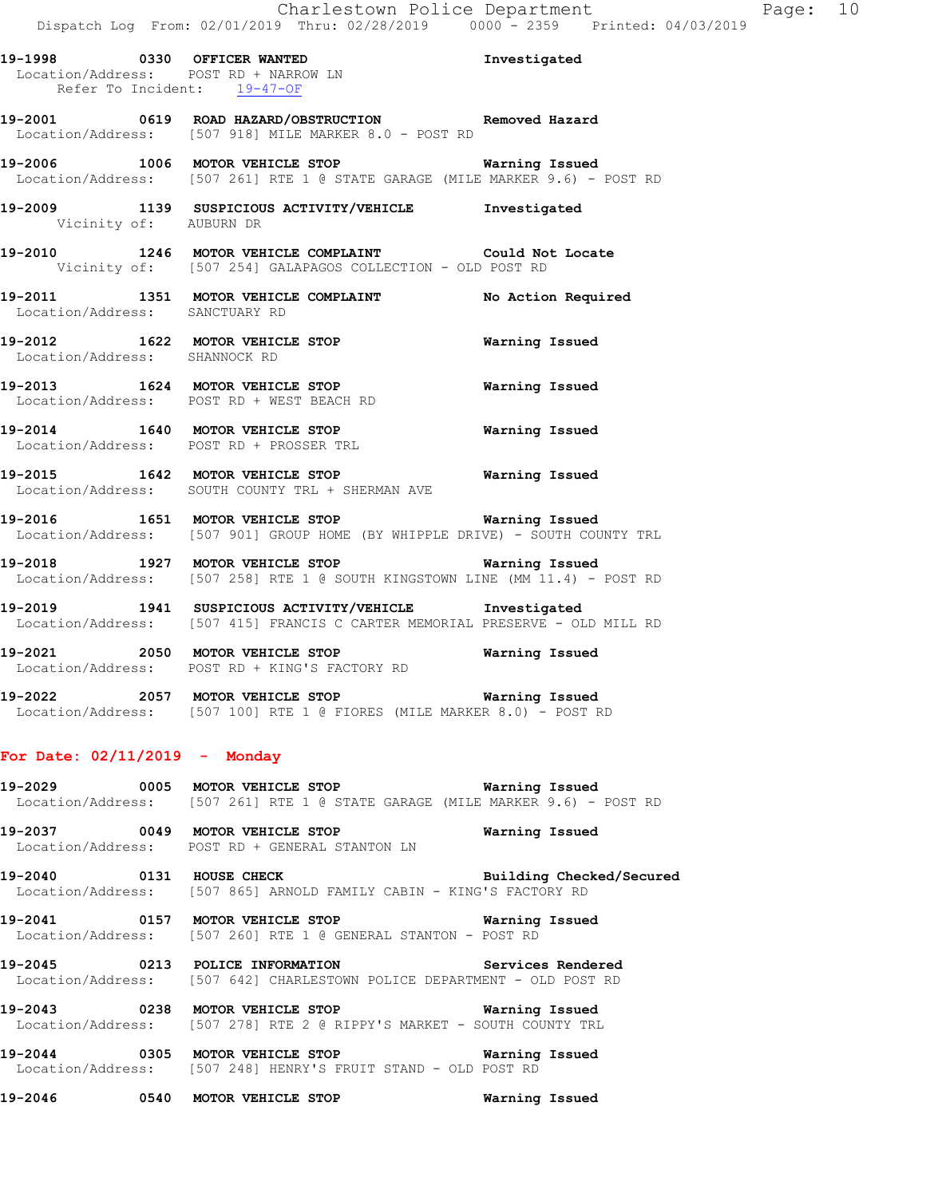19-1998 0330 OFFICER WANTED Investigated
Location/Address: POST RD + NARROW LN
Refer To Incident: 19-47-OF

19-2001 0619 ROAD HAZARD/OBSTRUCTION Removed Hazard
Location/Address: [507 918] MILE MARKER 8.0 - POST RD

19-2006 1006 MOTOR VEHICLE STOP Warning Issued
Location/Address: [507 261] RTE 1 @ STATE GARAGE (MILE MARKER 9.6) - POST RD

19-2009 1139 SUSPICIOUS ACTIVITY/VEHICLE Investigated
Vicinity of: AUBURN DR

19-2010 1246 MOTOR VEHICLE COMPLAINT Could Not Locate
Vicinity of: [507 254] GALAPAGOS COLLECTION - OLD POST RD

19-2011 1351 MOTOR VEHICLE COMPLAINT No Action Required
Location/Address: SANCTUARY RD

19-2012 1622 MOTOR VEHICLE STOP Warning Issued
Location/Address: SHANNOCK RD

19-2013 1624 MOTOR VEHICLE STOP Warning Issued
Location/Address: POST RD + WEST BEACH RD

19-2014 1640 MOTOR VEHICLE STOP Warning Issued
Location/Address: POST RD + PROSSER TRL

19-2015 1642 MOTOR VEHICLE STOP Warning Issued
Location/Address: SOUTH COUNTY TRL + SHERMAN AVE

19-2016 1651 MOTOR VEHICLE STOP Warning Issued
Location/Address: [507 901] GROUP HOME (BY WHIPPLE DRIVE) - SOUTH COUNTY TRL

19-2018 1927 MOTOR VEHICLE STOP Warning Issued
Location/Address: [507 258] RTE 1 @ SOUTH KINGSTOWN LINE (MM 11.4) - POST RD

19-2019 1941 SUSPICIOUS ACTIVITY/VEHICLE Investigated
Location/Address: [507 415] FRANCIS C CARTER MEMORIAL PRESERVE - OLD MILL RD

19-2021 2050 MOTOR VEHICLE STOP Warning Issued
Location/Address: POST RD + KING'S FACTORY RD

19-2022 2057 MOTOR VEHICLE STOP Warning Issued
Location/Address: [507 100] RTE 1 @ FIORES (MILE MARKER 8.0) - POST RD

## For Date: 02/11/2019 - Monday

19-2029 0005 MOTOR VEHICLE STOP Warning Issued
Location/Address: [507 261] RTE 1 @ STATE GARAGE (MILE MARKER 9.6) - POST RD

19-2037 0049 MOTOR VEHICLE STOP Warning Issued
Location/Address: POST RD + GENERAL STANTON LN

19-2040 0131 HOUSE CHECK Building Checked/Secured
Location/Address: [507 865] ARNOLD FAMILY CABIN - KING'S FACTORY RD

19-2041 0157 MOTOR VEHICLE STOP Warning Issued
Location/Address: [507 260] RTE 1 @ GENERAL STANTON - POST RD

19-2045 0213 POLICE INFORMATION Services Rendered
Location/Address: [507 642] CHARLESTOWN POLICE DEPARTMENT - OLD POST RD

19-2043 0238 MOTOR VEHICLE STOP Warning Issued
Location/Address: [507 278] RTE 2 @ RIPPY'S MARKET - SOUTH COUNTY TRL

19-2044 0305 MOTOR VEHICLE STOP Warning Issued
Location/Address: [507 248] HENRY'S FRUIT STAND - OLD POST RD

19-2046 0540 MOTOR VEHICLE STOP Warning Issued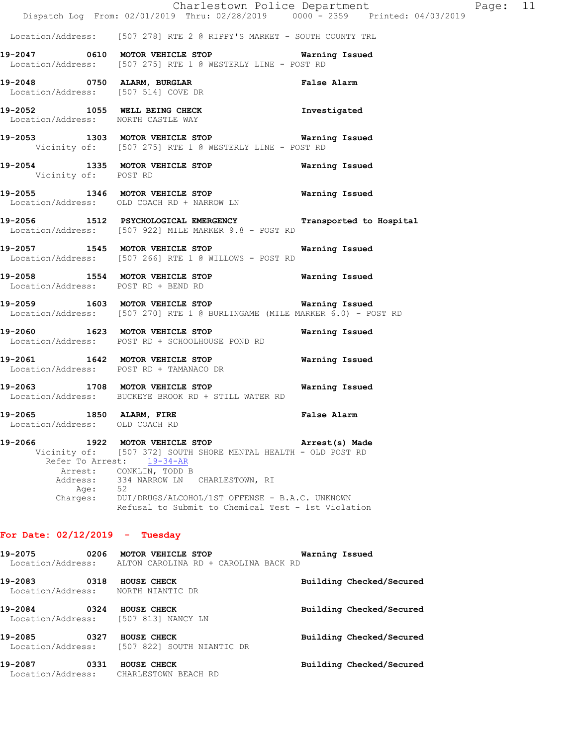Location/Address: [507 278] RTE 2 @ RIPPY'S MARKET - SOUTH COUNTY TRL

**19-2047 0610 MOTOR VEHICLE STOP** — **Warning Issued**
Location/Address: [507 275] RTE 1 @ WESTERLY LINE - POST RD

**19-2048 0750 ALARM, BURGLAR** — **False Alarm**
Location/Address: [507 514] COVE DR

**19-2052 1055 WELL BEING CHECK** — **Investigated**
Location/Address: NORTH CASTLE WAY

**19-2053 1303 MOTOR VEHICLE STOP** — **Warning Issued**
Vicinity of: [507 275] RTE 1 @ WESTERLY LINE - POST RD

**19-2054 1335 MOTOR VEHICLE STOP** — **Warning Issued**
Vicinity of: POST RD

**19-2055 1346 MOTOR VEHICLE STOP** — **Warning Issued**
Location/Address: OLD COACH RD + NARROW LN

**19-2056 1512 PSYCHOLOGICAL EMERGENCY** — **Transported to Hospital**
Location/Address: [507 922] MILE MARKER 9.8 - POST RD

**19-2057 1545 MOTOR VEHICLE STOP** — **Warning Issued**
Location/Address: [507 266] RTE 1 @ WILLOWS - POST RD

**19-2058 1554 MOTOR VEHICLE STOP** — **Warning Issued**
Location/Address: POST RD + BEND RD

**19-2059 1603 MOTOR VEHICLE STOP** — **Warning Issued**
Location/Address: [507 270] RTE 1 @ BURLINGAME (MILE MARKER 6.0) - POST RD

**19-2060 1623 MOTOR VEHICLE STOP** — **Warning Issued**
Location/Address: POST RD + SCHOOLHOUSE POND RD

**19-2061 1642 MOTOR VEHICLE STOP** — **Warning Issued**
Location/Address: POST RD + TAMANACO DR

**19-2063 1708 MOTOR VEHICLE STOP** — **Warning Issued**
Location/Address: BUCKEYE BROOK RD + STILL WATER RD

**19-2065 1850 ALARM, FIRE** — **False Alarm**
Location/Address: OLD COACH RD

**19-2066 1922 MOTOR VEHICLE STOP** — **Arrest(s) Made**
Vicinity of: [507 372] SOUTH SHORE MENTAL HEALTH - OLD POST RD
Refer To Arrest: 19-34-AR
Arrest: CONKLIN, TODD B
Address: 334 NARROW LN CHARLESTOWN, RI
Age: 52
Charges: DUI/DRUGS/ALCOHOL/1ST OFFENSE - B.A.C. UNKNOWN
Refusal to Submit to Chemical Test - 1st Violation

## For Date: 02/12/2019 - Tuesday

**19-2075 0206 MOTOR VEHICLE STOP** — **Warning Issued**
Location/Address: ALTON CAROLINA RD + CAROLINA BACK RD

**19-2083 0318 HOUSE CHECK** — **Building Checked/Secured**
Location/Address: NORTH NIANTIC DR

**19-2084 0324 HOUSE CHECK** — **Building Checked/Secured**
Location/Address: [507 813] NANCY LN

**19-2085 0327 HOUSE CHECK** — **Building Checked/Secured**
Location/Address: [507 822] SOUTH NIANTIC DR

**19-2087 0331 HOUSE CHECK** — **Building Checked/Secured**
Location/Address: CHARLESTOWN BEACH RD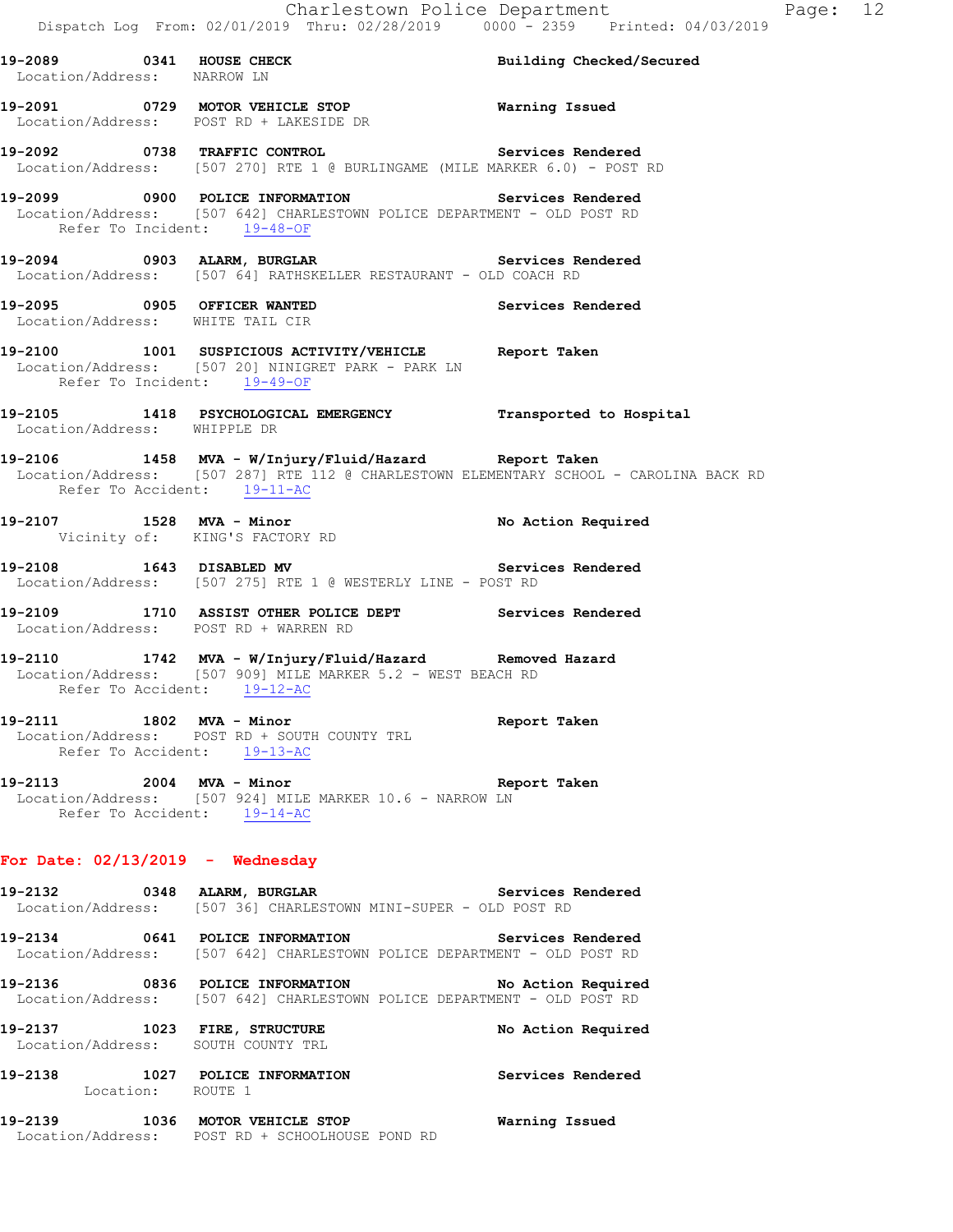**19-2089** 0341 **HOUSE CHECK** **Building Checked/Secured**
Location/Address: NARROW LN

**19-2091** 0729 **MOTOR VEHICLE STOP** **Warning Issued**
Location/Address: POST RD + LAKESIDE DR

**19-2092** 0738 **TRAFFIC CONTROL** **Services Rendered**
Location/Address: [507 270] RTE 1 @ BURLINGAME (MILE MARKER 6.0) - POST RD

**19-2099** 0900 **POLICE INFORMATION** **Services Rendered**
Location/Address: [507 642] CHARLESTOWN POLICE DEPARTMENT - OLD POST RD
Refer To Incident: 19-48-OF

**19-2094** 0903 **ALARM, BURGLAR** **Services Rendered**
Location/Address: [507 64] RATHSKELLER RESTAURANT - OLD COACH RD

**19-2095** 0905 **OFFICER WANTED** **Services Rendered**
Location/Address: WHITE TAIL CIR

**19-2100** 1001 **SUSPICIOUS ACTIVITY/VEHICLE** **Report Taken**
Location/Address: [507 20] NINIGRET PARK - PARK LN
Refer To Incident: 19-49-OF

**19-2105** 1418 **PSYCHOLOGICAL EMERGENCY** **Transported to Hospital**
Location/Address: WHIPPLE DR

**19-2106** 1458 **MVA - W/Injury/Fluid/Hazard** **Report Taken**
Location/Address: [507 287] RTE 112 @ CHARLESTOWN ELEMENTARY SCHOOL - CAROLINA BACK RD
Refer To Accident: 19-11-AC

**19-2107** 1528 **MVA - Minor** **No Action Required**
Vicinity of: KING'S FACTORY RD

**19-2108** 1643 **DISABLED MV** **Services Rendered**
Location/Address: [507 275] RTE 1 @ WESTERLY LINE - POST RD

**19-2109** 1710 **ASSIST OTHER POLICE DEPT** **Services Rendered**
Location/Address: POST RD + WARREN RD

**19-2110** 1742 **MVA - W/Injury/Fluid/Hazard** **Removed Hazard**
Location/Address: [507 909] MILE MARKER 5.2 - WEST BEACH RD
Refer To Accident: 19-12-AC

**19-2111** 1802 **MVA - Minor** **Report Taken**
Location/Address: POST RD + SOUTH COUNTY TRL
Refer To Accident: 19-13-AC

**19-2113** 2004 **MVA - Minor** **Report Taken**
Location/Address: [507 924] MILE MARKER 10.6 - NARROW LN
Refer To Accident: 19-14-AC

## For Date: 02/13/2019 - Wednesday

**19-2132** 0348 **ALARM, BURGLAR** **Services Rendered**
Location/Address: [507 36] CHARLESTOWN MINI-SUPER - OLD POST RD

**19-2134** 0641 **POLICE INFORMATION** **Services Rendered**
Location/Address: [507 642] CHARLESTOWN POLICE DEPARTMENT - OLD POST RD

**19-2136** 0836 **POLICE INFORMATION** **No Action Required**
Location/Address: [507 642] CHARLESTOWN POLICE DEPARTMENT - OLD POST RD

**19-2137** 1023 **FIRE, STRUCTURE** **No Action Required**
Location/Address: SOUTH COUNTY TRL

**19-2138** 1027 **POLICE INFORMATION** **Services Rendered**
Location: ROUTE 1

**19-2139** 1036 **MOTOR VEHICLE STOP** **Warning Issued**
Location/Address: POST RD + SCHOOLHOUSE POND RD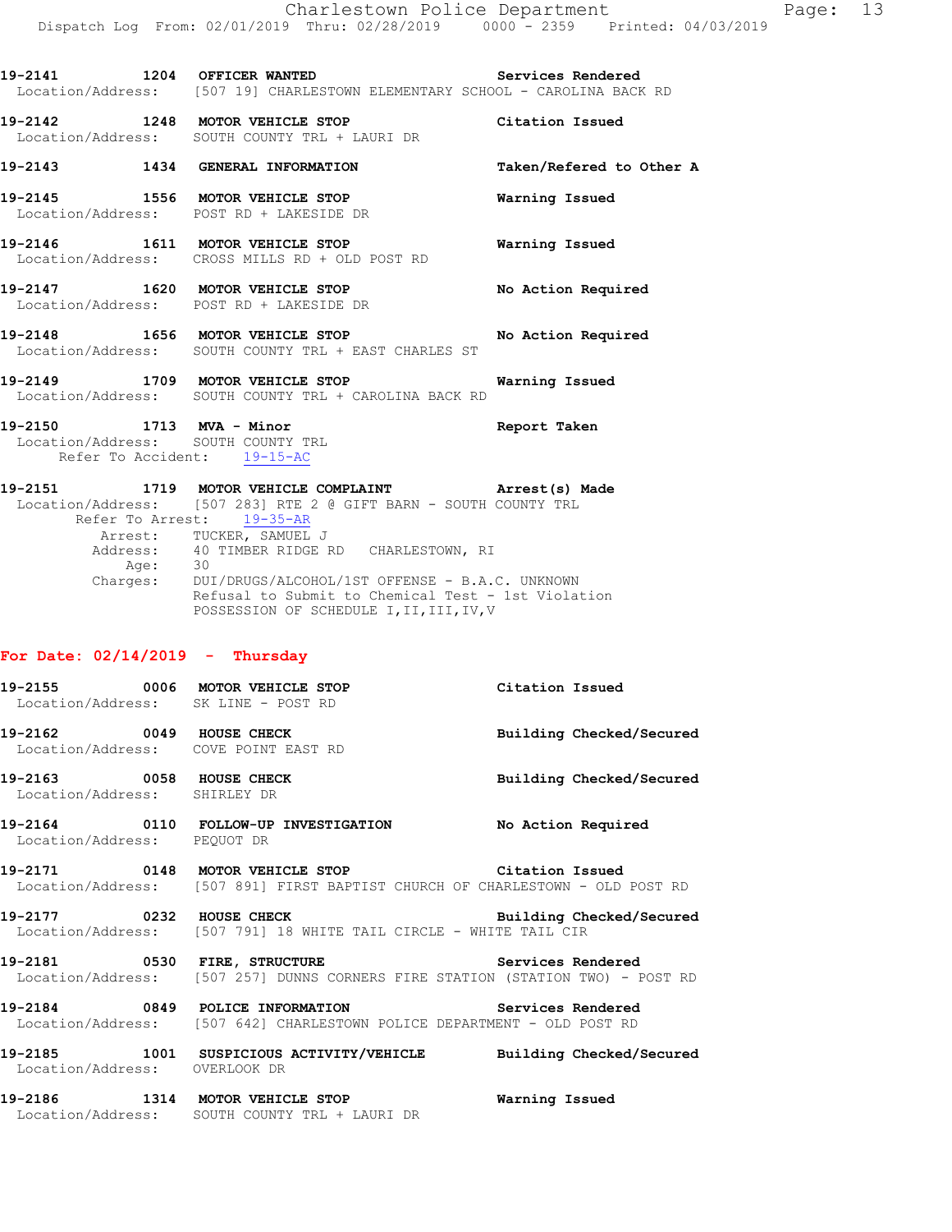**19-2141** 1204 **OFFICER WANTED** **Services Rendered**
Location/Address: [507 19] CHARLESTOWN ELEMENTARY SCHOOL - CAROLINA BACK RD

**19-2142** 1248 **MOTOR VEHICLE STOP** **Citation Issued**
Location/Address: SOUTH COUNTY TRL + LAURI DR

**19-2143** 1434 **GENERAL INFORMATION** **Taken/Refered to Other A**

**19-2145** 1556 **MOTOR VEHICLE STOP** **Warning Issued**
Location/Address: POST RD + LAKESIDE DR

**19-2146** 1611 **MOTOR VEHICLE STOP** **Warning Issued**
Location/Address: CROSS MILLS RD + OLD POST RD

**19-2147** 1620 **MOTOR VEHICLE STOP** **No Action Required**
Location/Address: POST RD + LAKESIDE DR

**19-2148** 1656 **MOTOR VEHICLE STOP** **No Action Required**
Location/Address: SOUTH COUNTY TRL + EAST CHARLES ST

**19-2149** 1709 **MOTOR VEHICLE STOP** **Warning Issued**
Location/Address: SOUTH COUNTY TRL + CAROLINA BACK RD

**19-2150** 1713 **MVA - Minor** **Report Taken**
Location/Address: SOUTH COUNTY TRL
Refer To Accident: 19-15-AC

**19-2151** 1719 **MOTOR VEHICLE COMPLAINT** **Arrest(s) Made**
Location/Address: [507 283] RTE 2 @ GIFT BARN - SOUTH COUNTY TRL
Refer To Arrest: 19-35-AR
Arrest: TUCKER, SAMUEL J
Address: 40 TIMBER RIDGE RD CHARLESTOWN, RI
Age: 30
Charges: DUI/DRUGS/ALCOHOL/1ST OFFENSE - B.A.C. UNKNOWN
Refusal to Submit to Chemical Test - 1st Violation
POSSESSION OF SCHEDULE I,II,III,IV,V

## For Date: 02/14/2019 - Thursday

**19-2155** 0006 **MOTOR VEHICLE STOP** **Citation Issued**
Location/Address: SK LINE - POST RD

**19-2162** 0049 **HOUSE CHECK** **Building Checked/Secured**
Location/Address: COVE POINT EAST RD

**19-2163** 0058 **HOUSE CHECK** **Building Checked/Secured**
Location/Address: SHIRLEY DR

**19-2164** 0110 **FOLLOW-UP INVESTIGATION** **No Action Required**
Location/Address: PEQUOT DR

**19-2171** 0148 **MOTOR VEHICLE STOP** **Citation Issued**
Location/Address: [507 891] FIRST BAPTIST CHURCH OF CHARLESTOWN - OLD POST RD

**19-2177** 0232 **HOUSE CHECK** **Building Checked/Secured**
Location/Address: [507 791] 18 WHITE TAIL CIRCLE - WHITE TAIL CIR

**19-2181** 0530 **FIRE, STRUCTURE** **Services Rendered**
Location/Address: [507 257] DUNNS CORNERS FIRE STATION (STATION TWO) - POST RD

**19-2184** 0849 **POLICE INFORMATION** **Services Rendered**
Location/Address: [507 642] CHARLESTOWN POLICE DEPARTMENT - OLD POST RD

**19-2185** 1001 **SUSPICIOUS ACTIVITY/VEHICLE** **Building Checked/Secured**
Location/Address: OVERLOOK DR

**19-2186** 1314 **MOTOR VEHICLE STOP** **Warning Issued**
Location/Address: SOUTH COUNTY TRL + LAURI DR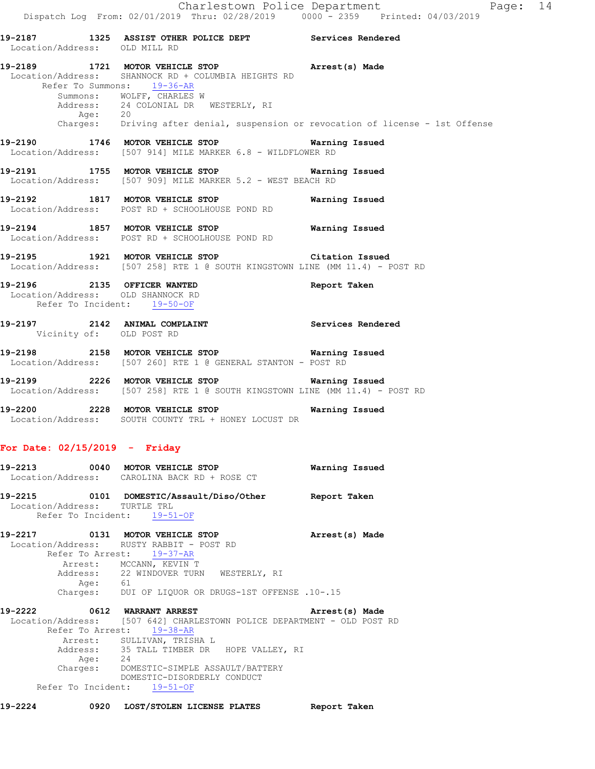19-2187 1325 ASSIST OTHER POLICE DEPT Services Rendered
Location/Address: OLD MILL RD

19-2189 1721 MOTOR VEHICLE STOP Arrest(s) Made
Location/Address: SHANNOCK RD + COLUMBIA HEIGHTS RD
Refer To Summons: 19-36-AR
Summons: WOLFF, CHARLES W
Address: 24 COLONIAL DR WESTERLY, RI
Age: 20
Charges: Driving after denial, suspension or revocation of license - 1st Offense

19-2190 1746 MOTOR VEHICLE STOP Warning Issued
Location/Address: [507 914] MILE MARKER 6.8 - WILDFLOWER RD

19-2191 1755 MOTOR VEHICLE STOP Warning Issued
Location/Address: [507 909] MILE MARKER 5.2 - WEST BEACH RD

19-2192 1817 MOTOR VEHICLE STOP Warning Issued
Location/Address: POST RD + SCHOOLHOUSE POND RD

19-2194 1857 MOTOR VEHICLE STOP Warning Issued
Location/Address: POST RD + SCHOOLHOUSE POND RD

19-2195 1921 MOTOR VEHICLE STOP Citation Issued
Location/Address: [507 258] RTE 1 @ SOUTH KINGSTOWN LINE (MM 11.4) - POST RD

19-2196 2135 OFFICER WANTED Report Taken
Location/Address: OLD SHANNOCK RD
Refer To Incident: 19-50-OF

19-2197 2142 ANIMAL COMPLAINT Services Rendered
Vicinity of: OLD POST RD

19-2198 2158 MOTOR VEHICLE STOP Warning Issued
Location/Address: [507 260] RTE 1 @ GENERAL STANTON - POST RD

19-2199 2226 MOTOR VEHICLE STOP Warning Issued
Location/Address: [507 258] RTE 1 @ SOUTH KINGSTOWN LINE (MM 11.4) - POST RD

19-2200 2228 MOTOR VEHICLE STOP Warning Issued
Location/Address: SOUTH COUNTY TRL + HONEY LOCUST DR

**For Date: 02/15/2019 - Friday**

19-2213 0040 MOTOR VEHICLE STOP Warning Issued
Location/Address: CAROLINA BACK RD + ROSE CT

19-2215 0101 DOMESTIC/Assault/Diso/Other Report Taken
Location/Address: TURTLE TRL
Refer To Incident: 19-51-OF

19-2217 0131 MOTOR VEHICLE STOP Arrest(s) Made
Location/Address: RUSTY RABBIT - POST RD
Refer To Arrest: 19-37-AR
Arrest: MCCANN, KEVIN T
Address: 22 WINDOVER TURN WESTERLY, RI
Age: 61
Charges: DUI OF LIQUOR OR DRUGS-1ST OFFENSE .10-.15

19-2222 0612 WARRANT ARREST Arrest(s) Made
Location/Address: [507 642] CHARLESTOWN POLICE DEPARTMENT - OLD POST RD
Refer To Arrest: 19-38-AR
Arrest: SULLIVAN, TRISHA L
Address: 35 TALL TIMBER DR HOPE VALLEY, RI
Age: 24
Charges: DOMESTIC-SIMPLE ASSAULT/BATTERY
DOMESTIC-DISORDERLY CONDUCT
Refer To Incident: 19-51-OF

19-2224 0920 LOST/STOLEN LICENSE PLATES Report Taken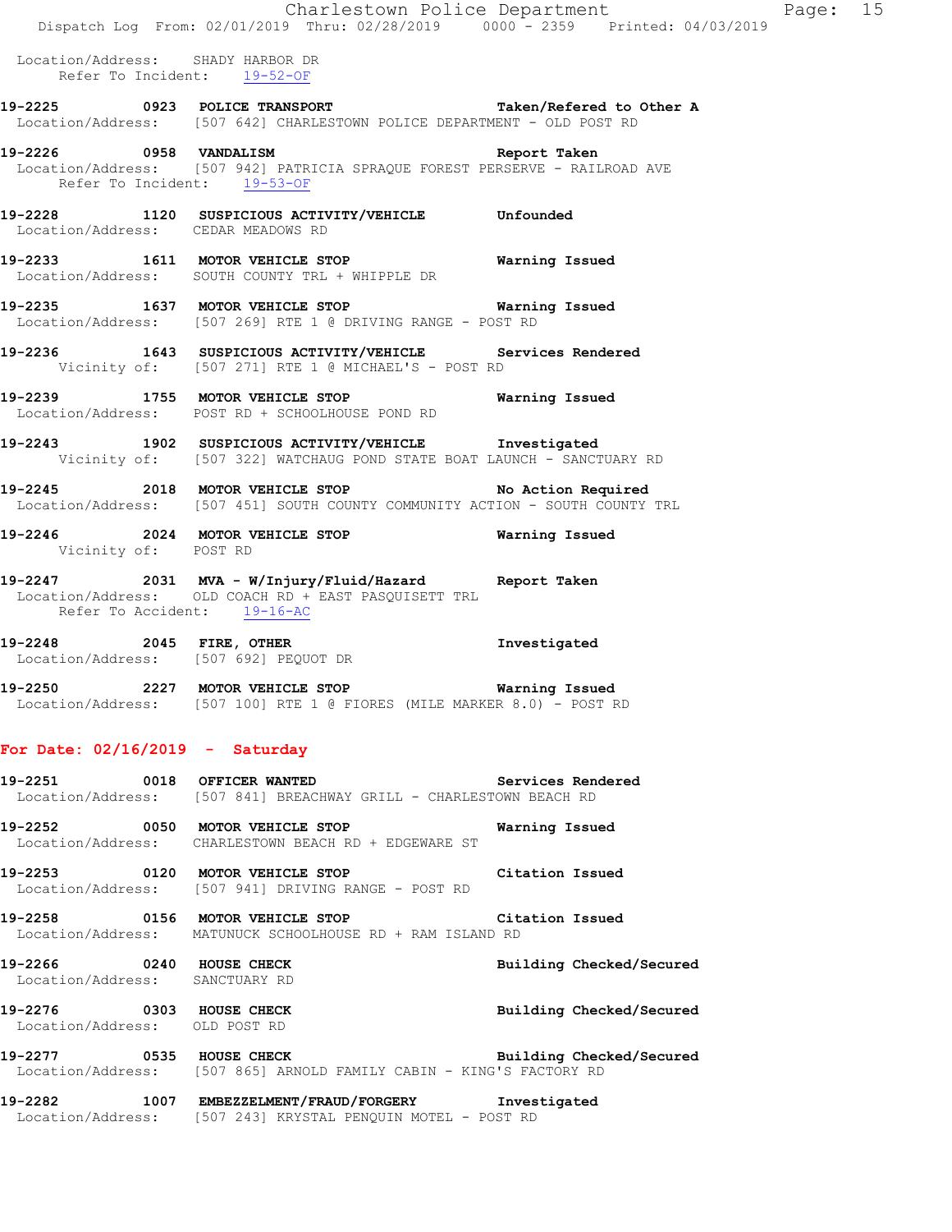Location/Address: SHADY HARBOR DR
Refer To Incident: 19-52-OF

**19-2225 0923 POLICE TRANSPORT** Taken/Refered to Other A
Location/Address: [507 642] CHARLESTOWN POLICE DEPARTMENT - OLD POST RD

**19-2226 0958 VANDALISM** Report Taken
Location/Address: [507 942] PATRICIA SPRAQUE FOREST PERSERVE - RAILROAD AVE
Refer To Incident: 19-53-OF

**19-2228 1120 SUSPICIOUS ACTIVITY/VEHICLE** Unfounded
Location/Address: CEDAR MEADOWS RD

**19-2233 1611 MOTOR VEHICLE STOP** Warning Issued
Location/Address: SOUTH COUNTY TRL + WHIPPLE DR

**19-2235 1637 MOTOR VEHICLE STOP** Warning Issued
Location/Address: [507 269] RTE 1 @ DRIVING RANGE - POST RD

**19-2236 1643 SUSPICIOUS ACTIVITY/VEHICLE** Services Rendered
Vicinity of: [507 271] RTE 1 @ MICHAEL'S - POST RD

**19-2239 1755 MOTOR VEHICLE STOP** Warning Issued
Location/Address: POST RD + SCHOOLHOUSE POND RD

**19-2243 1902 SUSPICIOUS ACTIVITY/VEHICLE** Investigated
Vicinity of: [507 322] WATCHAUG POND STATE BOAT LAUNCH - SANCTUARY RD

**19-2245 2018 MOTOR VEHICLE STOP** No Action Required
Location/Address: [507 451] SOUTH COUNTY COMMUNITY ACTION - SOUTH COUNTY TRL

**19-2246 2024 MOTOR VEHICLE STOP** Warning Issued
Vicinity of: POST RD

**19-2247 2031 MVA - W/Injury/Fluid/Hazard** Report Taken
Location/Address: OLD COACH RD + EAST PASQUISETT TRL
Refer To Accident: 19-16-AC

**19-2248 2045 FIRE, OTHER** Investigated
Location/Address: [507 692] PEQUOT DR

**19-2250 2227 MOTOR VEHICLE STOP** Warning Issued
Location/Address: [507 100] RTE 1 @ FIORES (MILE MARKER 8.0) - POST RD

## For Date: 02/16/2019 - Saturday

**19-2251 0018 OFFICER WANTED** Services Rendered
Location/Address: [507 841] BREACHWAY GRILL - CHARLESTOWN BEACH RD

**19-2252 0050 MOTOR VEHICLE STOP** Warning Issued
Location/Address: CHARLESTOWN BEACH RD + EDGEWARE ST

**19-2253 0120 MOTOR VEHICLE STOP** Citation Issued
Location/Address: [507 941] DRIVING RANGE - POST RD

**19-2258 0156 MOTOR VEHICLE STOP** Citation Issued
Location/Address: MATUNUCK SCHOOLHOUSE RD + RAM ISLAND RD

**19-2266 0240 HOUSE CHECK** Building Checked/Secured
Location/Address: SANCTUARY RD

**19-2276 0303 HOUSE CHECK** Building Checked/Secured
Location/Address: OLD POST RD

**19-2277 0535 HOUSE CHECK** Building Checked/Secured
Location/Address: [507 865] ARNOLD FAMILY CABIN - KING'S FACTORY RD

**19-2282 1007 EMBEZZELMENT/FRAUD/FORGERY** Investigated
Location/Address: [507 243] KRYSTAL PENQUIN MOTEL - POST RD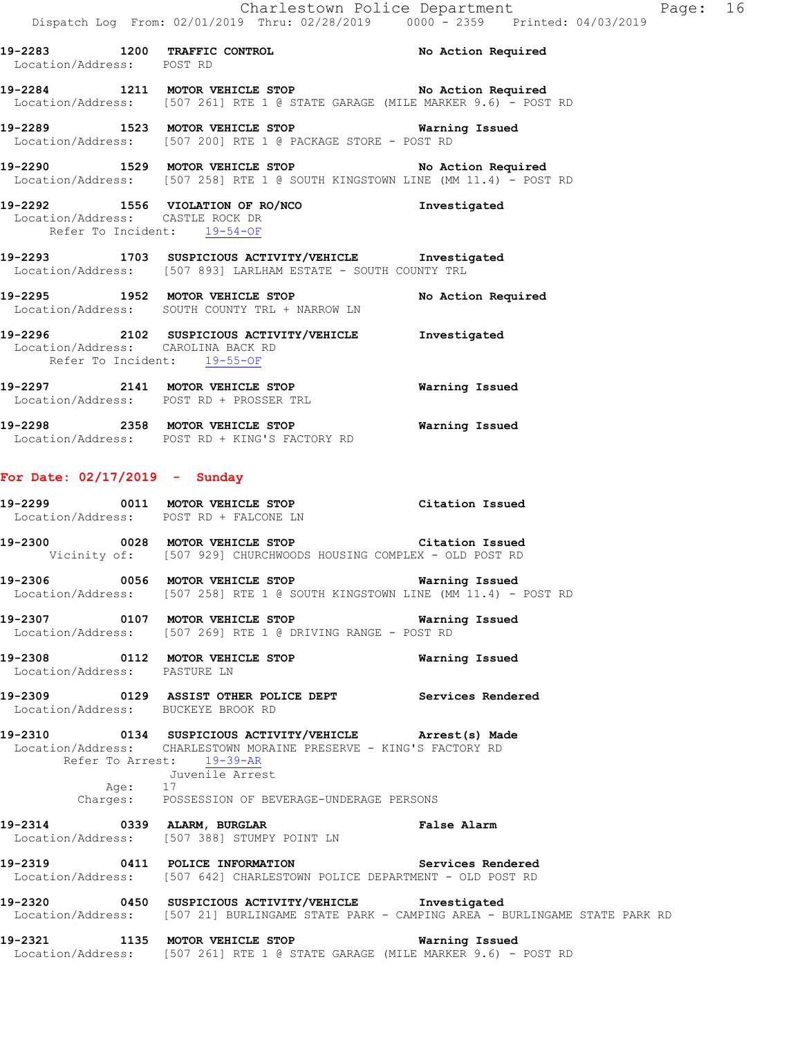19-2283 1200 TRAFFIC CONTROL No Action Required
Location/Address: POST RD

19-2284 1211 MOTOR VEHICLE STOP No Action Required
Location/Address: [507 261] RTE 1 @ STATE GARAGE (MILE MARKER 9.6) - POST RD

19-2289 1523 MOTOR VEHICLE STOP Warning Issued
Location/Address: [507 200] RTE 1 @ PACKAGE STORE - POST RD

19-2290 1529 MOTOR VEHICLE STOP No Action Required
Location/Address: [507 258] RTE 1 @ SOUTH KINGSTOWN LINE (MM 11.4) - POST RD

19-2292 1556 VIOLATION OF RO/NCO Investigated
Location/Address: CASTLE ROCK DR
Refer To Incident: 19-54-OF

19-2293 1703 SUSPICIOUS ACTIVITY/VEHICLE Investigated
Location/Address: [507 893] LARLHAM ESTATE - SOUTH COUNTY TRL

19-2295 1952 MOTOR VEHICLE STOP No Action Required
Location/Address: SOUTH COUNTY TRL + NARROW LN

19-2296 2102 SUSPICIOUS ACTIVITY/VEHICLE Investigated
Location/Address: CAROLINA BACK RD
Refer To Incident: 19-55-OF

19-2297 2141 MOTOR VEHICLE STOP Warning Issued
Location/Address: POST RD + PROSSER TRL

19-2298 2358 MOTOR VEHICLE STOP Warning Issued
Location/Address: POST RD + KING'S FACTORY RD

**For Date: 02/17/2019 - Sunday**

19-2299 0011 MOTOR VEHICLE STOP Citation Issued
Location/Address: POST RD + FALCONE LN

19-2300 0028 MOTOR VEHICLE STOP Citation Issued
Vicinity of: [507 929] CHURCHWOODS HOUSING COMPLEX - OLD POST RD

19-2306 0056 MOTOR VEHICLE STOP Warning Issued
Location/Address: [507 258] RTE 1 @ SOUTH KINGSTOWN LINE (MM 11.4) - POST RD

19-2307 0107 MOTOR VEHICLE STOP Warning Issued
Location/Address: [507 269] RTE 1 @ DRIVING RANGE - POST RD

19-2308 0112 MOTOR VEHICLE STOP Warning Issued
Location/Address: PASTURE LN

19-2309 0129 ASSIST OTHER POLICE DEPT Services Rendered
Location/Address: BUCKEYE BROOK RD

19-2310 0134 SUSPICIOUS ACTIVITY/VEHICLE Arrest(s) Made
Location/Address: CHARLESTOWN MORAINE PRESERVE - KING'S FACTORY RD
Refer To Arrest: 19-39-AR
Juvenile Arrest
Age: 17
Charges: POSSESSION OF BEVERAGE-UNDERAGE PERSONS

19-2314 0339 ALARM, BURGLAR False Alarm
Location/Address: [507 388] STUMPY POINT LN

19-2319 0411 POLICE INFORMATION Services Rendered
Location/Address: [507 642] CHARLESTOWN POLICE DEPARTMENT - OLD POST RD

19-2320 0450 SUSPICIOUS ACTIVITY/VEHICLE Investigated
Location/Address: [507 21] BURLINGAME STATE PARK - CAMPING AREA - BURLINGAME STATE PARK RD

19-2321 1135 MOTOR VEHICLE STOP Warning Issued
Location/Address: [507 261] RTE 1 @ STATE GARAGE (MILE MARKER 9.6) - POST RD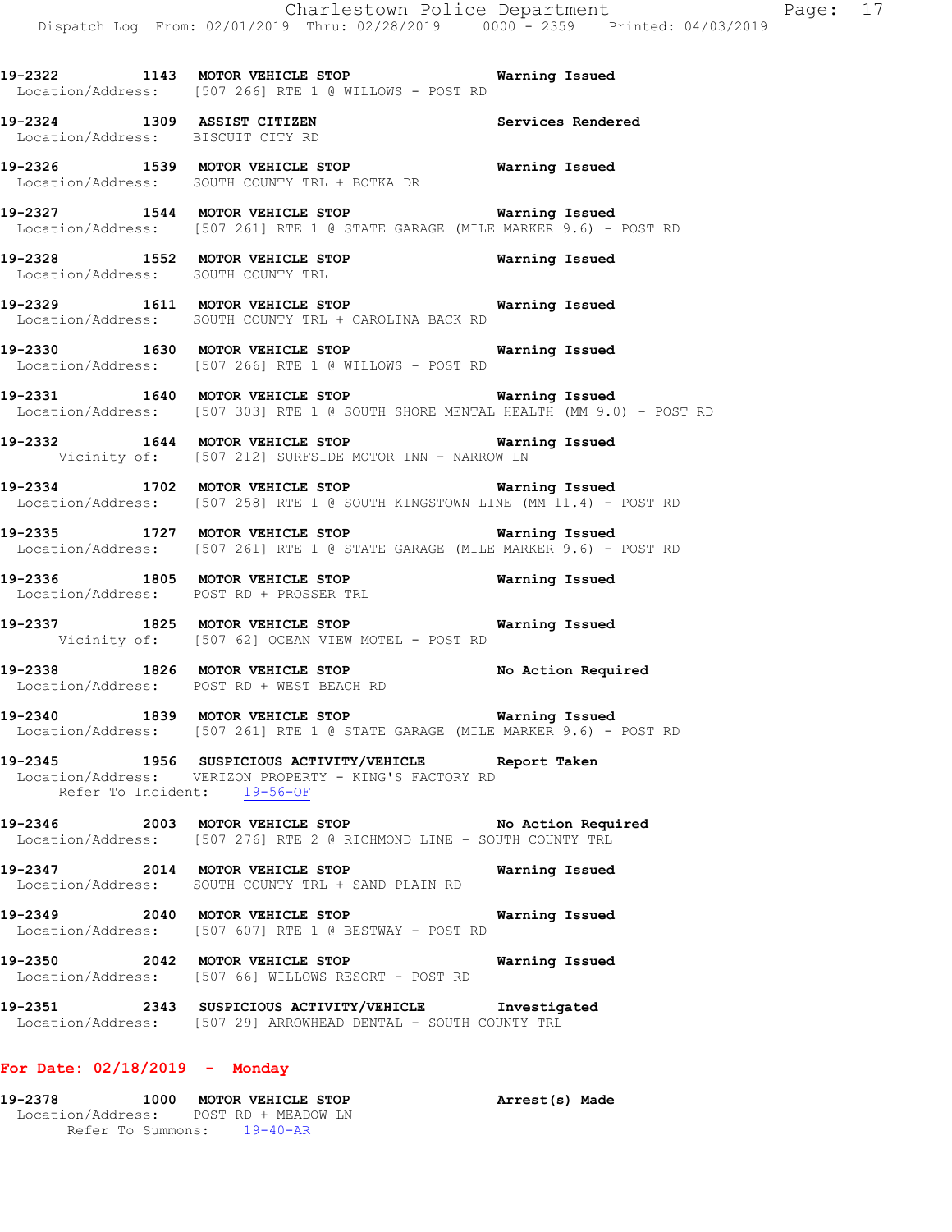**19-2322** **1143** **MOTOR VEHICLE STOP** **Warning Issued**
Location/Address: [507 266] RTE 1 @ WILLOWS - POST RD

**19-2324** **1309** **ASSIST CITIZEN** **Services Rendered**
Location/Address: BISCUIT CITY RD

**19-2326** **1539** **MOTOR VEHICLE STOP** **Warning Issued**
Location/Address: SOUTH COUNTY TRL + BOTKA DR

**19-2327** **1544** **MOTOR VEHICLE STOP** **Warning Issued**
Location/Address: [507 261] RTE 1 @ STATE GARAGE (MILE MARKER 9.6) - POST RD

**19-2328** **1552** **MOTOR VEHICLE STOP** **Warning Issued**
Location/Address: SOUTH COUNTY TRL

**19-2329** **1611** **MOTOR VEHICLE STOP** **Warning Issued**
Location/Address: SOUTH COUNTY TRL + CAROLINA BACK RD

**19-2330** **1630** **MOTOR VEHICLE STOP** **Warning Issued**
Location/Address: [507 266] RTE 1 @ WILLOWS - POST RD

**19-2331** **1640** **MOTOR VEHICLE STOP** **Warning Issued**
Location/Address: [507 303] RTE 1 @ SOUTH SHORE MENTAL HEALTH (MM 9.0) - POST RD

**19-2332** **1644** **MOTOR VEHICLE STOP** **Warning Issued**
Vicinity of: [507 212] SURFSIDE MOTOR INN - NARROW LN

**19-2334** **1702** **MOTOR VEHICLE STOP** **Warning Issued**
Location/Address: [507 258] RTE 1 @ SOUTH KINGSTOWN LINE (MM 11.4) - POST RD

**19-2335** **1727** **MOTOR VEHICLE STOP** **Warning Issued**
Location/Address: [507 261] RTE 1 @ STATE GARAGE (MILE MARKER 9.6) - POST RD

**19-2336** **1805** **MOTOR VEHICLE STOP** **Warning Issued**
Location/Address: POST RD + PROSSER TRL

**19-2337** **1825** **MOTOR VEHICLE STOP** **Warning Issued**
Vicinity of: [507 62] OCEAN VIEW MOTEL - POST RD

**19-2338** **1826** **MOTOR VEHICLE STOP** **No Action Required**
Location/Address: POST RD + WEST BEACH RD

**19-2340** **1839** **MOTOR VEHICLE STOP** **Warning Issued**
Location/Address: [507 261] RTE 1 @ STATE GARAGE (MILE MARKER 9.6) - POST RD

**19-2345** **1956** **SUSPICIOUS ACTIVITY/VEHICLE** **Report Taken**
Location/Address: VERIZON PROPERTY - KING'S FACTORY RD
Refer To Incident: 19-56-OF

**19-2346** **2003** **MOTOR VEHICLE STOP** **No Action Required**
Location/Address: [507 276] RTE 2 @ RICHMOND LINE - SOUTH COUNTY TRL

**19-2347** **2014** **MOTOR VEHICLE STOP** **Warning Issued**
Location/Address: SOUTH COUNTY TRL + SAND PLAIN RD

**19-2349** **2040** **MOTOR VEHICLE STOP** **Warning Issued**
Location/Address: [507 607] RTE 1 @ BESTWAY - POST RD

**19-2350** **2042** **MOTOR VEHICLE STOP** **Warning Issued**
Location/Address: [507 66] WILLOWS RESORT - POST RD

**19-2351** **2343** **SUSPICIOUS ACTIVITY/VEHICLE** **Investigated**
Location/Address: [507 29] ARROWHEAD DENTAL - SOUTH COUNTY TRL

## For Date: 02/18/2019 - Monday

**19-2378** **1000** **MOTOR VEHICLE STOP** **Arrest(s) Made**
Location/Address: POST RD + MEADOW LN
Refer To Summons: 19-40-AR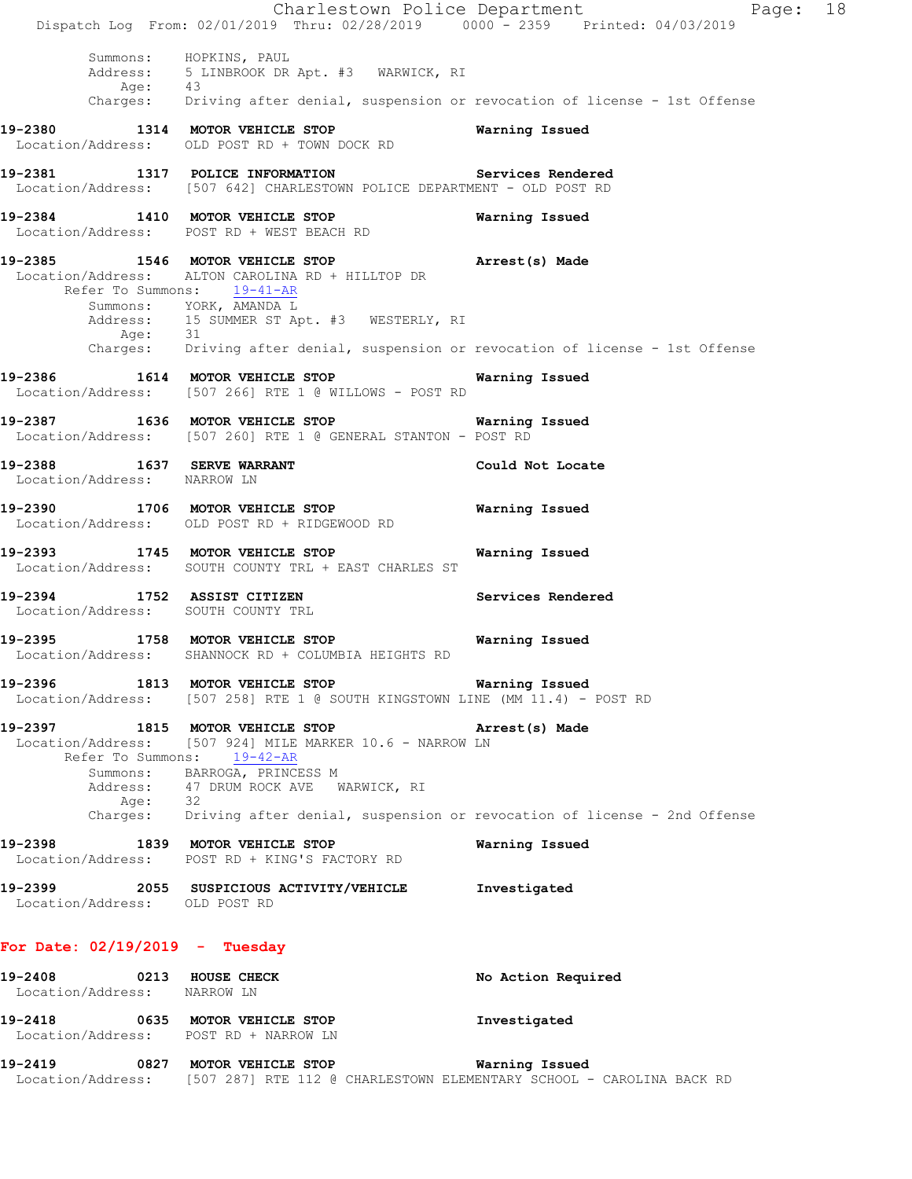Summons: HOPKINS, PAUL
Address: 5 LINBROOK DR Apt. #3 WARWICK, RI
Age: 43
Charges: Driving after denial, suspension or revocation of license - 1st Offense

**19-2380 1314 MOTOR VEHICLE STOP** **Warning Issued**
Location/Address: OLD POST RD + TOWN DOCK RD

**19-2381 1317 POLICE INFORMATION** **Services Rendered**
Location/Address: [507 642] CHARLESTOWN POLICE DEPARTMENT - OLD POST RD

**19-2384 1410 MOTOR VEHICLE STOP** **Warning Issued**
Location/Address: POST RD + WEST BEACH RD

**19-2385 1546 MOTOR VEHICLE STOP** **Arrest(s) Made**
Location/Address: ALTON CAROLINA RD + HILLTOP DR
Refer To Summons: 19-41-AR
Summons: YORK, AMANDA L
Address: 15 SUMMER ST Apt. #3 WESTERLY, RI
Age: 31
Charges: Driving after denial, suspension or revocation of license - 1st Offense

**19-2386 1614 MOTOR VEHICLE STOP** **Warning Issued**
Location/Address: [507 266] RTE 1 @ WILLOWS - POST RD

**19-2387 1636 MOTOR VEHICLE STOP** **Warning Issued**
Location/Address: [507 260] RTE 1 @ GENERAL STANTON - POST RD

**19-2388 1637 SERVE WARRANT** **Could Not Locate**
Location/Address: NARROW LN

**19-2390 1706 MOTOR VEHICLE STOP** **Warning Issued**
Location/Address: OLD POST RD + RIDGEWOOD RD

**19-2393 1745 MOTOR VEHICLE STOP** **Warning Issued**
Location/Address: SOUTH COUNTY TRL + EAST CHARLES ST

**19-2394 1752 ASSIST CITIZEN** **Services Rendered**
Location/Address: SOUTH COUNTY TRL

**19-2395 1758 MOTOR VEHICLE STOP** **Warning Issued**
Location/Address: SHANNOCK RD + COLUMBIA HEIGHTS RD

**19-2396 1813 MOTOR VEHICLE STOP** **Warning Issued**
Location/Address: [507 258] RTE 1 @ SOUTH KINGSTOWN LINE (MM 11.4) - POST RD

**19-2397 1815 MOTOR VEHICLE STOP** **Arrest(s) Made**
Location/Address: [507 924] MILE MARKER 10.6 - NARROW LN
Refer To Summons: 19-42-AR
Summons: BARROGA, PRINCESS M
Address: 47 DRUM ROCK AVE WARWICK, RI
Age: 32
Charges: Driving after denial, suspension or revocation of license - 2nd Offense

**19-2398 1839 MOTOR VEHICLE STOP** **Warning Issued**
Location/Address: POST RD + KING'S FACTORY RD

**19-2399 2055 SUSPICIOUS ACTIVITY/VEHICLE** **Investigated**
Location/Address: OLD POST RD

## For Date: 02/19/2019 - Tuesday

**19-2408 0213 HOUSE CHECK** **No Action Required**
Location/Address: NARROW LN

**19-2418 0635 MOTOR VEHICLE STOP** **Investigated**
Location/Address: POST RD + NARROW LN

**19-2419 0827 MOTOR VEHICLE STOP** **Warning Issued**
Location/Address: [507 287] RTE 112 @ CHARLESTOWN ELEMENTARY SCHOOL - CAROLINA BACK RD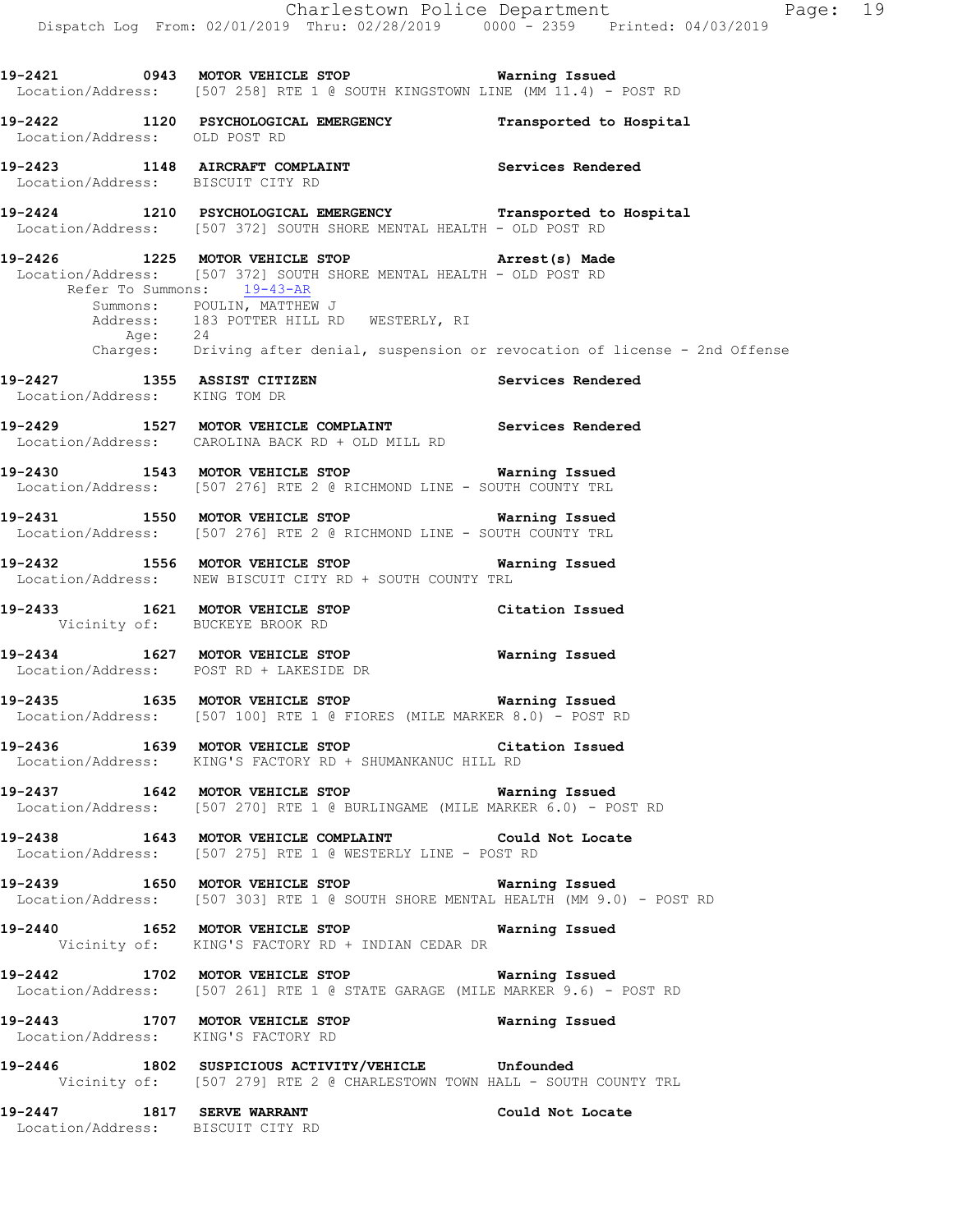**19-2421** 0943 **MOTOR VEHICLE STOP** **Warning Issued**
Location/Address: [507 258] RTE 1 @ SOUTH KINGSTOWN LINE (MM 11.4) - POST RD

**19-2422** 1120 **PSYCHOLOGICAL EMERGENCY** **Transported to Hospital**
Location/Address: OLD POST RD

**19-2423** 1148 **AIRCRAFT COMPLAINT** **Services Rendered**
Location/Address: BISCUIT CITY RD

**19-2424** 1210 **PSYCHOLOGICAL EMERGENCY** **Transported to Hospital**
Location/Address: [507 372] SOUTH SHORE MENTAL HEALTH - OLD POST RD

**19-2426** 1225 **MOTOR VEHICLE STOP** **Arrest(s) Made**
Location/Address: [507 372] SOUTH SHORE MENTAL HEALTH - OLD POST RD
Refer To Summons: 19-43-AR
Summons: POULIN, MATTHEW J
Address: 183 POTTER HILL RD WESTERLY, RI
Age: 24
Charges: Driving after denial, suspension or revocation of license - 2nd Offense

**19-2427** 1355 **ASSIST CITIZEN** **Services Rendered**
Location/Address: KING TOM DR

**19-2429** 1527 **MOTOR VEHICLE COMPLAINT** **Services Rendered**
Location/Address: CAROLINA BACK RD + OLD MILL RD

**19-2430** 1543 **MOTOR VEHICLE STOP** **Warning Issued**
Location/Address: [507 276] RTE 2 @ RICHMOND LINE - SOUTH COUNTY TRL

**19-2431** 1550 **MOTOR VEHICLE STOP** **Warning Issued**
Location/Address: [507 276] RTE 2 @ RICHMOND LINE - SOUTH COUNTY TRL

**19-2432** 1556 **MOTOR VEHICLE STOP** **Warning Issued**
Location/Address: NEW BISCUIT CITY RD + SOUTH COUNTY TRL

**19-2433** 1621 **MOTOR VEHICLE STOP** **Citation Issued**
Vicinity of: BUCKEYE BROOK RD

**19-2434** 1627 **MOTOR VEHICLE STOP** **Warning Issued**
Location/Address: POST RD + LAKESIDE DR

**19-2435** 1635 **MOTOR VEHICLE STOP** **Warning Issued**
Location/Address: [507 100] RTE 1 @ FIORES (MILE MARKER 8.0) - POST RD

**19-2436** 1639 **MOTOR VEHICLE STOP** **Citation Issued**
Location/Address: KING'S FACTORY RD + SHUMANKANUC HILL RD

**19-2437** 1642 **MOTOR VEHICLE STOP** **Warning Issued**
Location/Address: [507 270] RTE 1 @ BURLINGAME (MILE MARKER 6.0) - POST RD

**19-2438** 1643 **MOTOR VEHICLE COMPLAINT** **Could Not Locate**
Location/Address: [507 275] RTE 1 @ WESTERLY LINE - POST RD

**19-2439** 1650 **MOTOR VEHICLE STOP** **Warning Issued**
Location/Address: [507 303] RTE 1 @ SOUTH SHORE MENTAL HEALTH (MM 9.0) - POST RD

**19-2440** 1652 **MOTOR VEHICLE STOP** **Warning Issued**
Vicinity of: KING'S FACTORY RD + INDIAN CEDAR DR

**19-2442** 1702 **MOTOR VEHICLE STOP** **Warning Issued**
Location/Address: [507 261] RTE 1 @ STATE GARAGE (MILE MARKER 9.6) - POST RD

**19-2443** 1707 **MOTOR VEHICLE STOP** **Warning Issued**
Location/Address: KING'S FACTORY RD

**19-2446** 1802 **SUSPICIOUS ACTIVITY/VEHICLE** **Unfounded**
Vicinity of: [507 279] RTE 2 @ CHARLESTOWN TOWN HALL - SOUTH COUNTY TRL

**19-2447** 1817 **SERVE WARRANT** **Could Not Locate**
Location/Address: BISCUIT CITY RD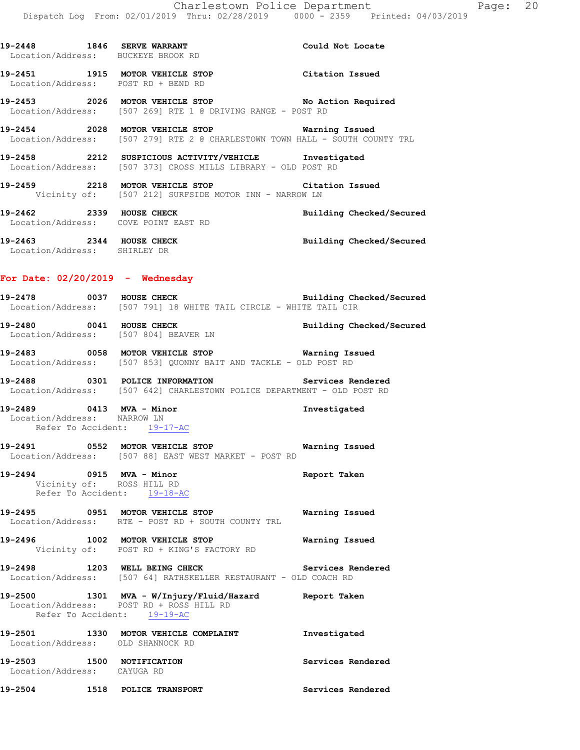**19-2448 1846 SERVE WARRANT** Could Not Locate
Location/Address: BUCKEYE BROOK RD

**19-2451 1915 MOTOR VEHICLE STOP** Citation Issued
Location/Address: POST RD + BEND RD

**19-2453 2026 MOTOR VEHICLE STOP** No Action Required
Location/Address: [507 269] RTE 1 @ DRIVING RANGE - POST RD

**19-2454 2028 MOTOR VEHICLE STOP** Warning Issued
Location/Address: [507 279] RTE 2 @ CHARLESTOWN TOWN HALL - SOUTH COUNTY TRL

**19-2458 2212 SUSPICIOUS ACTIVITY/VEHICLE** Investigated
Location/Address: [507 373] CROSS MILLS LIBRARY - OLD POST RD

**19-2459 2218 MOTOR VEHICLE STOP** Citation Issued
Vicinity of: [507 212] SURFSIDE MOTOR INN - NARROW LN

**19-2462 2339 HOUSE CHECK** Building Checked/Secured
Location/Address: COVE POINT EAST RD

**19-2463 2344 HOUSE CHECK** Building Checked/Secured
Location/Address: SHIRLEY DR

## For Date: 02/20/2019 - Wednesday

**19-2478 0037 HOUSE CHECK** Building Checked/Secured
Location/Address: [507 791] 18 WHITE TAIL CIRCLE - WHITE TAIL CIR

**19-2480 0041 HOUSE CHECK** Building Checked/Secured
Location/Address: [507 804] BEAVER LN

**19-2483 0058 MOTOR VEHICLE STOP** Warning Issued
Location/Address: [507 853] QUONNY BAIT AND TACKLE - OLD POST RD

**19-2488 0301 POLICE INFORMATION** Services Rendered
Location/Address: [507 642] CHARLESTOWN POLICE DEPARTMENT - OLD POST RD

**19-2489 0413 MVA - Minor** Investigated
Location/Address: NARROW LN
Refer To Accident: 19-17-AC

**19-2491 0552 MOTOR VEHICLE STOP** Warning Issued
Location/Address: [507 88] EAST WEST MARKET - POST RD

**19-2494 0915 MVA - Minor** Report Taken
Vicinity of: ROSS HILL RD
Refer To Accident: 19-18-AC

**19-2495 0951 MOTOR VEHICLE STOP** Warning Issued
Location/Address: RTE - POST RD + SOUTH COUNTY TRL

**19-2496 1002 MOTOR VEHICLE STOP** Warning Issued
Vicinity of: POST RD + KING'S FACTORY RD

**19-2498 1203 WELL BEING CHECK** Services Rendered
Location/Address: [507 64] RATHSKELLER RESTAURANT - OLD COACH RD

**19-2500 1301 MVA - W/Injury/Fluid/Hazard** Report Taken
Location/Address: POST RD + ROSS HILL RD
Refer To Accident: 19-19-AC

**19-2501 1330 MOTOR VEHICLE COMPLAINT** Investigated
Location/Address: OLD SHANNOCK RD

**19-2503 1500 NOTIFICATION** Services Rendered
Location/Address: CAYUGA RD

**19-2504 1518 POLICE TRANSPORT** Services Rendered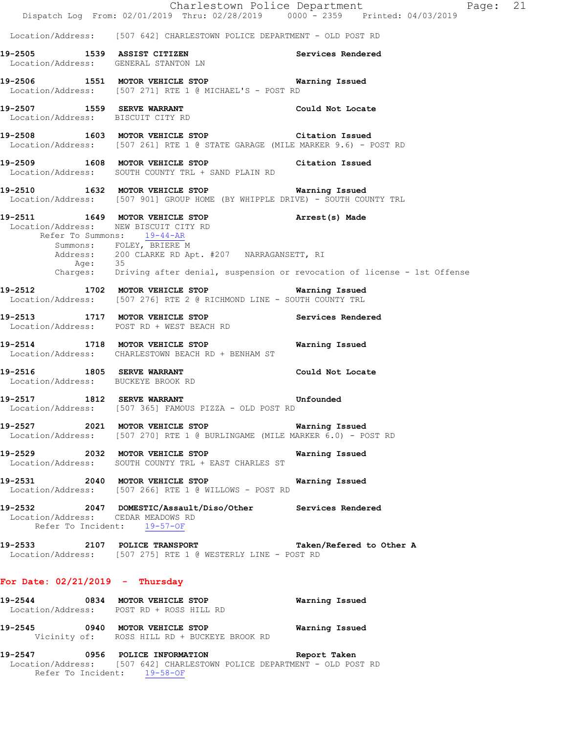Location/Address: [507 642] CHARLESTOWN POLICE DEPARTMENT - OLD POST RD

**19-2505 1539 ASSIST CITIZEN** **Services Rendered**
Location/Address: GENERAL STANTON LN

**19-2506 1551 MOTOR VEHICLE STOP** **Warning Issued**
Location/Address: [507 271] RTE 1 @ MICHAEL'S - POST RD

**19-2507 1559 SERVE WARRANT** **Could Not Locate**
Location/Address: BISCUIT CITY RD

**19-2508 1603 MOTOR VEHICLE STOP** **Citation Issued**
Location/Address: [507 261] RTE 1 @ STATE GARAGE (MILE MARKER 9.6) - POST RD

**19-2509 1608 MOTOR VEHICLE STOP** **Citation Issued**
Location/Address: SOUTH COUNTY TRL + SAND PLAIN RD

**19-2510 1632 MOTOR VEHICLE STOP** **Warning Issued**
Location/Address: [507 901] GROUP HOME (BY WHIPPLE DRIVE) - SOUTH COUNTY TRL

**19-2511 1649 MOTOR VEHICLE STOP** **Arrest(s) Made**
Location/Address: NEW BISCUIT CITY RD
Refer To Summons: 19-44-AR
Summons: FOLEY, BRIERE M
Address: 200 CLARKE RD Apt. #207 NARRAGANSETT, RI
Age: 35
Charges: Driving after denial, suspension or revocation of license - 1st Offense

**19-2512 1702 MOTOR VEHICLE STOP** **Warning Issued**
Location/Address: [507 276] RTE 2 @ RICHMOND LINE - SOUTH COUNTY TRL

**19-2513 1717 MOTOR VEHICLE STOP** **Services Rendered**
Location/Address: POST RD + WEST BEACH RD

**19-2514 1718 MOTOR VEHICLE STOP** **Warning Issued**
Location/Address: CHARLESTOWN BEACH RD + BENHAM ST

**19-2516 1805 SERVE WARRANT** **Could Not Locate**
Location/Address: BUCKEYE BROOK RD

**19-2517 1812 SERVE WARRANT** **Unfounded**
Location/Address: [507 365] FAMOUS PIZZA - OLD POST RD

**19-2527 2021 MOTOR VEHICLE STOP** **Warning Issued**
Location/Address: [507 270] RTE 1 @ BURLINGAME (MILE MARKER 6.0) - POST RD

**19-2529 2032 MOTOR VEHICLE STOP** **Warning Issued**
Location/Address: SOUTH COUNTY TRL + EAST CHARLES ST

**19-2531 2040 MOTOR VEHICLE STOP** **Warning Issued**
Location/Address: [507 266] RTE 1 @ WILLOWS - POST RD

**19-2532 2047 DOMESTIC/Assault/Diso/Other** **Services Rendered**
Location/Address: CEDAR MEADOWS RD
Refer To Incident: 19-57-OF

**19-2533 2107 POLICE TRANSPORT** **Taken/Refered to Other A**
Location/Address: [507 275] RTE 1 @ WESTERLY LINE - POST RD

## For Date: 02/21/2019 - Thursday

**19-2544 0834 MOTOR VEHICLE STOP** **Warning Issued**
Location/Address: POST RD + ROSS HILL RD

**19-2545 0940 MOTOR VEHICLE STOP** **Warning Issued**
Vicinity of: ROSS HILL RD + BUCKEYE BROOK RD

**19-2547 0956 POLICE INFORMATION** **Report Taken**
Location/Address: [507 642] CHARLESTOWN POLICE DEPARTMENT - OLD POST RD
Refer To Incident: 19-58-OF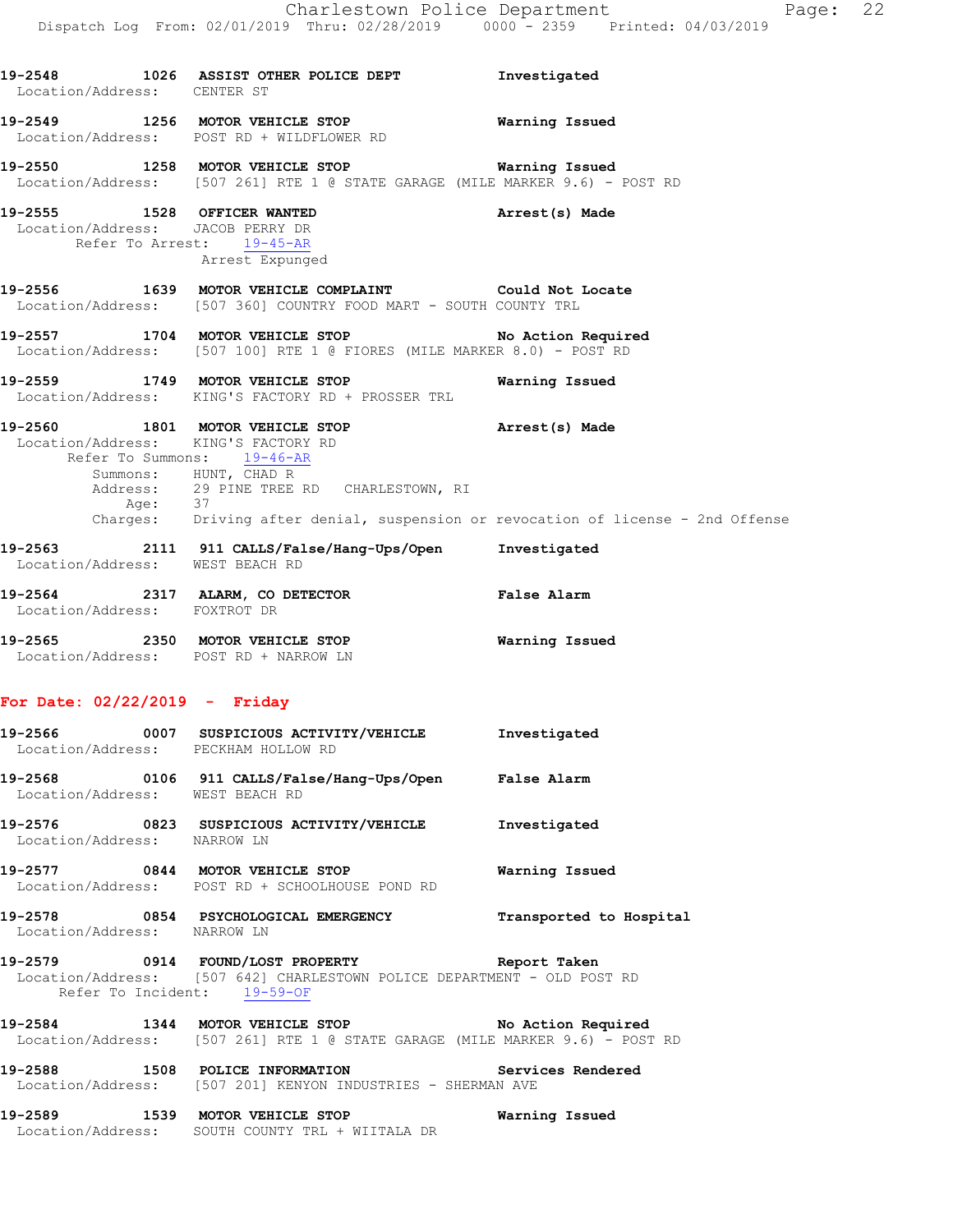19-2548 1026 ASSIST OTHER POLICE DEPT Investigated
Location/Address: CENTER ST

19-2549 1256 MOTOR VEHICLE STOP Warning Issued
Location/Address: POST RD + WILDFLOWER RD

19-2550 1258 MOTOR VEHICLE STOP Warning Issued
Location/Address: [507 261] RTE 1 @ STATE GARAGE (MILE MARKER 9.6) - POST RD

19-2555 1528 OFFICER WANTED Arrest(s) Made
Location/Address: JACOB PERRY DR
Refer To Arrest: 19-45-AR
Arrest Expunged

19-2556 1639 MOTOR VEHICLE COMPLAINT Could Not Locate
Location/Address: [507 360] COUNTRY FOOD MART - SOUTH COUNTY TRL

19-2557 1704 MOTOR VEHICLE STOP No Action Required
Location/Address: [507 100] RTE 1 @ FIORES (MILE MARKER 8.0) - POST RD

19-2559 1749 MOTOR VEHICLE STOP Warning Issued
Location/Address: KING'S FACTORY RD + PROSSER TRL

19-2560 1801 MOTOR VEHICLE STOP Arrest(s) Made
Location/Address: KING'S FACTORY RD
Refer To Summons: 19-46-AR
Summons: HUNT, CHAD R
Address: 29 PINE TREE RD CHARLESTOWN, RI
Age: 37
Charges: Driving after denial, suspension or revocation of license - 2nd Offense

19-2563 2111 911 CALLS/False/Hang-Ups/Open Investigated
Location/Address: WEST BEACH RD

19-2564 2317 ALARM, CO DETECTOR False Alarm
Location/Address: FOXTROT DR

19-2565 2350 MOTOR VEHICLE STOP Warning Issued
Location/Address: POST RD + NARROW LN

## For Date: 02/22/2019 - Friday

19-2566 0007 SUSPICIOUS ACTIVITY/VEHICLE Investigated
Location/Address: PECKHAM HOLLOW RD

19-2568 0106 911 CALLS/False/Hang-Ups/Open False Alarm
Location/Address: WEST BEACH RD

19-2576 0823 SUSPICIOUS ACTIVITY/VEHICLE Investigated
Location/Address: NARROW LN

19-2577 0844 MOTOR VEHICLE STOP Warning Issued
Location/Address: POST RD + SCHOOLHOUSE POND RD

19-2578 0854 PSYCHOLOGICAL EMERGENCY Transported to Hospital
Location/Address: NARROW LN

19-2579 0914 FOUND/LOST PROPERTY Report Taken
Location/Address: [507 642] CHARLESTOWN POLICE DEPARTMENT - OLD POST RD
Refer To Incident: 19-59-OF

19-2584 1344 MOTOR VEHICLE STOP No Action Required
Location/Address: [507 261] RTE 1 @ STATE GARAGE (MILE MARKER 9.6) - POST RD

19-2588 1508 POLICE INFORMATION Services Rendered
Location/Address: [507 201] KENYON INDUSTRIES - SHERMAN AVE

19-2589 1539 MOTOR VEHICLE STOP Warning Issued
Location/Address: SOUTH COUNTY TRL + WIITALA DR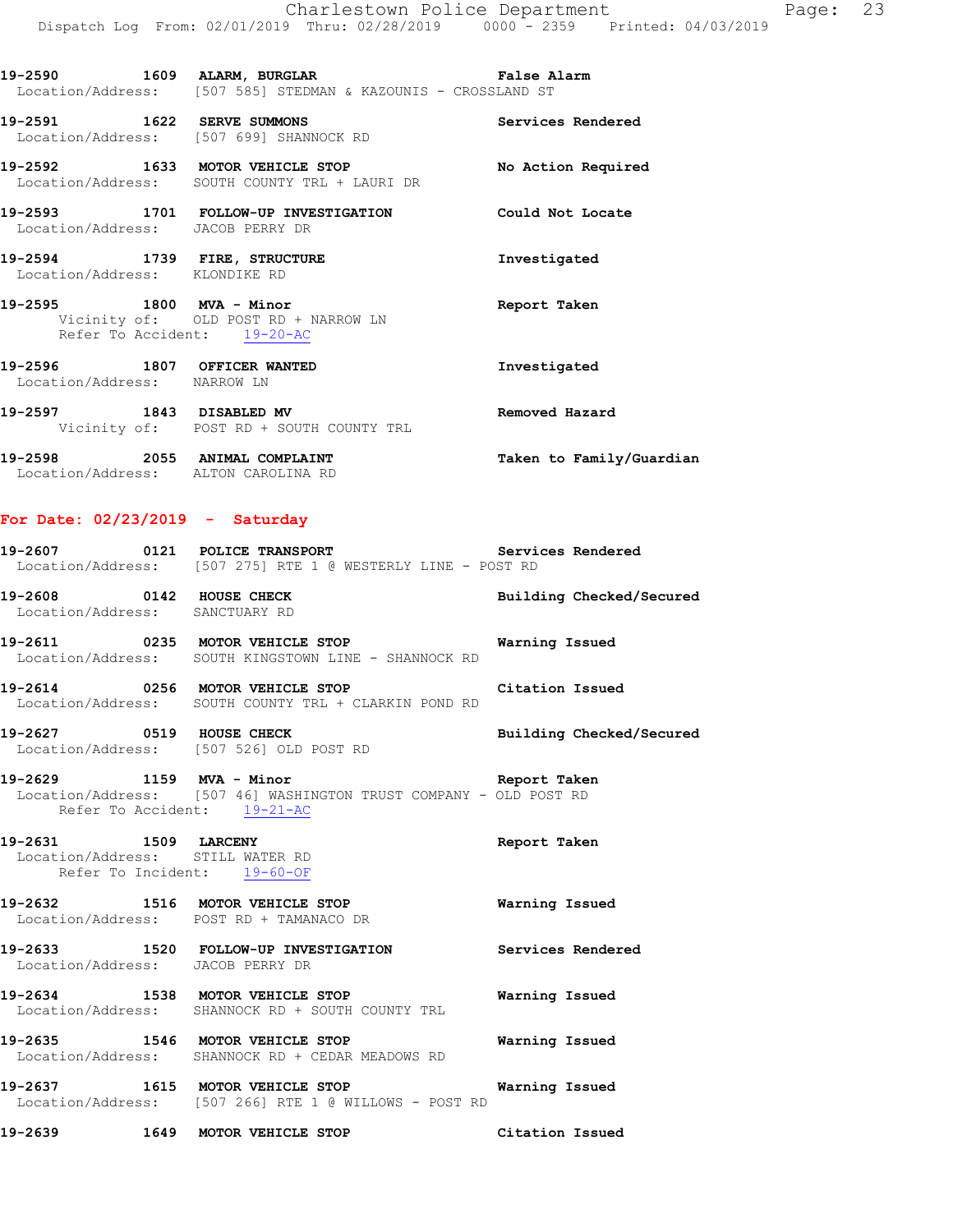19-2590 1609 ALARM, BURGLAR False Alarm
Location/Address: [507 585] STEDMAN & KAZOUNIS - CROSSLAND ST

19-2591 1622 SERVE SUMMONS Services Rendered
Location/Address: [507 699] SHANNOCK RD

19-2592 1633 MOTOR VEHICLE STOP No Action Required
Location/Address: SOUTH COUNTY TRL + LAURI DR

19-2593 1701 FOLLOW-UP INVESTIGATION Could Not Locate
Location/Address: JACOB PERRY DR

19-2594 1739 FIRE, STRUCTURE Investigated
Location/Address: KLONDIKE RD

19-2595 1800 MVA - Minor Report Taken
Vicinity of: OLD POST RD + NARROW LN
Refer To Accident: 19-20-AC

19-2596 1807 OFFICER WANTED Investigated
Location/Address: NARROW LN

19-2597 1843 DISABLED MV Removed Hazard
Vicinity of: POST RD + SOUTH COUNTY TRL

19-2598 2055 ANIMAL COMPLAINT Taken to Family/Guardian
Location/Address: ALTON CAROLINA RD

**For Date: 02/23/2019 - Saturday**

19-2607 0121 POLICE TRANSPORT Services Rendered
Location/Address: [507 275] RTE 1 @ WESTERLY LINE - POST RD

19-2608 0142 HOUSE CHECK Building Checked/Secured
Location/Address: SANCTUARY RD

19-2611 0235 MOTOR VEHICLE STOP Warning Issued
Location/Address: SOUTH KINGSTOWN LINE - SHANNOCK RD

19-2614 0256 MOTOR VEHICLE STOP Citation Issued
Location/Address: SOUTH COUNTY TRL + CLARKIN POND RD

19-2627 0519 HOUSE CHECK Building Checked/Secured
Location/Address: [507 526] OLD POST RD

19-2629 1159 MVA - Minor Report Taken
Location/Address: [507 46] WASHINGTON TRUST COMPANY - OLD POST RD
Refer To Accident: 19-21-AC

19-2631 1509 LARCENY Report Taken
Location/Address: STILL WATER RD
Refer To Incident: 19-60-OF

19-2632 1516 MOTOR VEHICLE STOP Warning Issued
Location/Address: POST RD + TAMANACO DR

19-2633 1520 FOLLOW-UP INVESTIGATION Services Rendered
Location/Address: JACOB PERRY DR

19-2634 1538 MOTOR VEHICLE STOP Warning Issued
Location/Address: SHANNOCK RD + SOUTH COUNTY TRL

19-2635 1546 MOTOR VEHICLE STOP Warning Issued
Location/Address: SHANNOCK RD + CEDAR MEADOWS RD

19-2637 1615 MOTOR VEHICLE STOP Warning Issued
Location/Address: [507 266] RTE 1 @ WILLOWS - POST RD

19-2639 1649 MOTOR VEHICLE STOP Citation Issued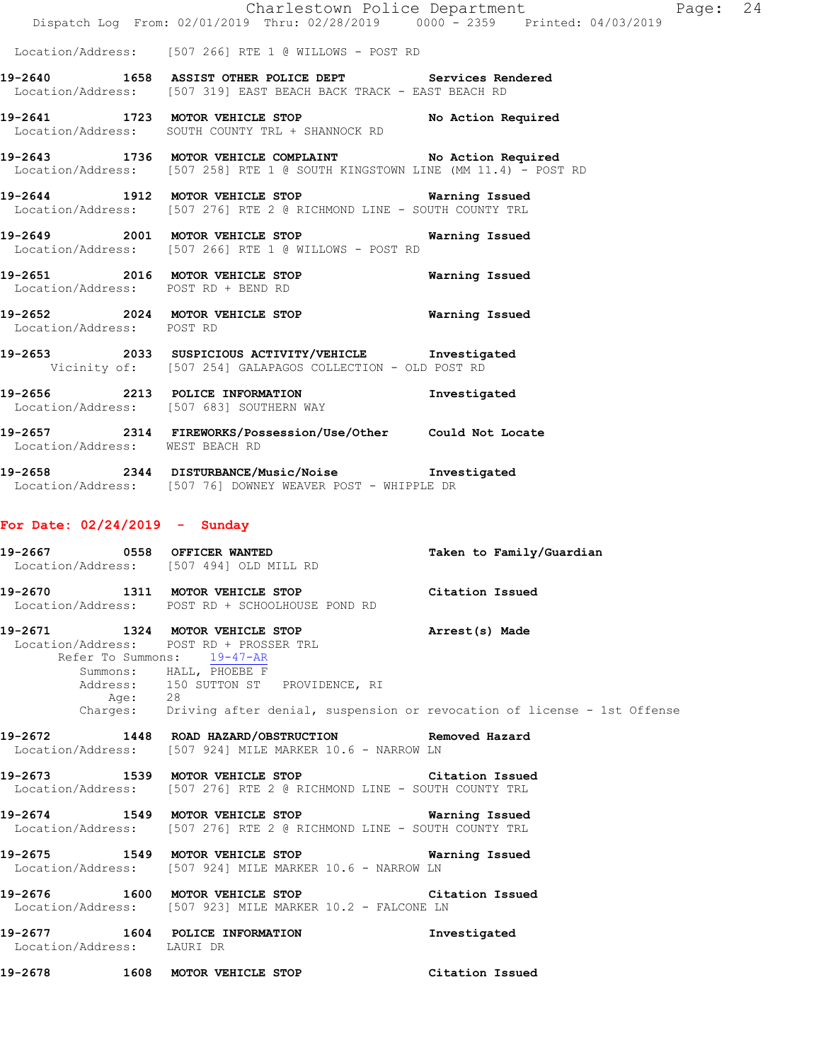Location/Address: [507 266] RTE 1 @ WILLOWS - POST RD

**19-2640 1658 ASSIST OTHER POLICE DEPT — Services Rendered**
Location/Address: [507 319] EAST BEACH BACK TRACK - EAST BEACH RD

**19-2641 1723 MOTOR VEHICLE STOP — No Action Required**
Location/Address: SOUTH COUNTY TRL + SHANNOCK RD

**19-2643 1736 MOTOR VEHICLE COMPLAINT — No Action Required**
Location/Address: [507 258] RTE 1 @ SOUTH KINGSTOWN LINE (MM 11.4) - POST RD

**19-2644 1912 MOTOR VEHICLE STOP — Warning Issued**
Location/Address: [507 276] RTE 2 @ RICHMOND LINE - SOUTH COUNTY TRL

**19-2649 2001 MOTOR VEHICLE STOP — Warning Issued**
Location/Address: [507 266] RTE 1 @ WILLOWS - POST RD

**19-2651 2016 MOTOR VEHICLE STOP — Warning Issued**
Location/Address: POST RD + BEND RD

**19-2652 2024 MOTOR VEHICLE STOP — Warning Issued**
Location/Address: POST RD

**19-2653 2033 SUSPICIOUS ACTIVITY/VEHICLE — Investigated**
Vicinity of: [507 254] GALAPAGOS COLLECTION - OLD POST RD

**19-2656 2213 POLICE INFORMATION — Investigated**
Location/Address: [507 683] SOUTHERN WAY

**19-2657 2314 FIREWORKS/Possession/Use/Other — Could Not Locate**
Location/Address: WEST BEACH RD

**19-2658 2344 DISTURBANCE/Music/Noise — Investigated**
Location/Address: [507 76] DOWNEY WEAVER POST - WHIPPLE DR

## For Date: 02/24/2019 - Sunday

**19-2667 0558 OFFICER WANTED — Taken to Family/Guardian**
Location/Address: [507 494] OLD MILL RD

**19-2670 1311 MOTOR VEHICLE STOP — Citation Issued**
Location/Address: POST RD + SCHOOLHOUSE POND RD

**19-2671 1324 MOTOR VEHICLE STOP — Arrest(s) Made**
Location/Address: POST RD + PROSSER TRL
Refer To Summons: 19-47-AR
Summons: HALL, PHOEBE F
Address: 150 SUTTON ST PROVIDENCE, RI
Age: 28
Charges: Driving after denial, suspension or revocation of license - 1st Offense

**19-2672 1448 ROAD HAZARD/OBSTRUCTION — Removed Hazard**
Location/Address: [507 924] MILE MARKER 10.6 - NARROW LN

**19-2673 1539 MOTOR VEHICLE STOP — Citation Issued**
Location/Address: [507 276] RTE 2 @ RICHMOND LINE - SOUTH COUNTY TRL

**19-2674 1549 MOTOR VEHICLE STOP — Warning Issued**
Location/Address: [507 276] RTE 2 @ RICHMOND LINE - SOUTH COUNTY TRL

**19-2675 1549 MOTOR VEHICLE STOP — Warning Issued**
Location/Address: [507 924] MILE MARKER 10.6 - NARROW LN

**19-2676 1600 MOTOR VEHICLE STOP — Citation Issued**
Location/Address: [507 923] MILE MARKER 10.2 - FALCONE LN

**19-2677 1604 POLICE INFORMATION — Investigated**
Location/Address: LAURI DR

**19-2678 1608 MOTOR VEHICLE STOP — Citation Issued**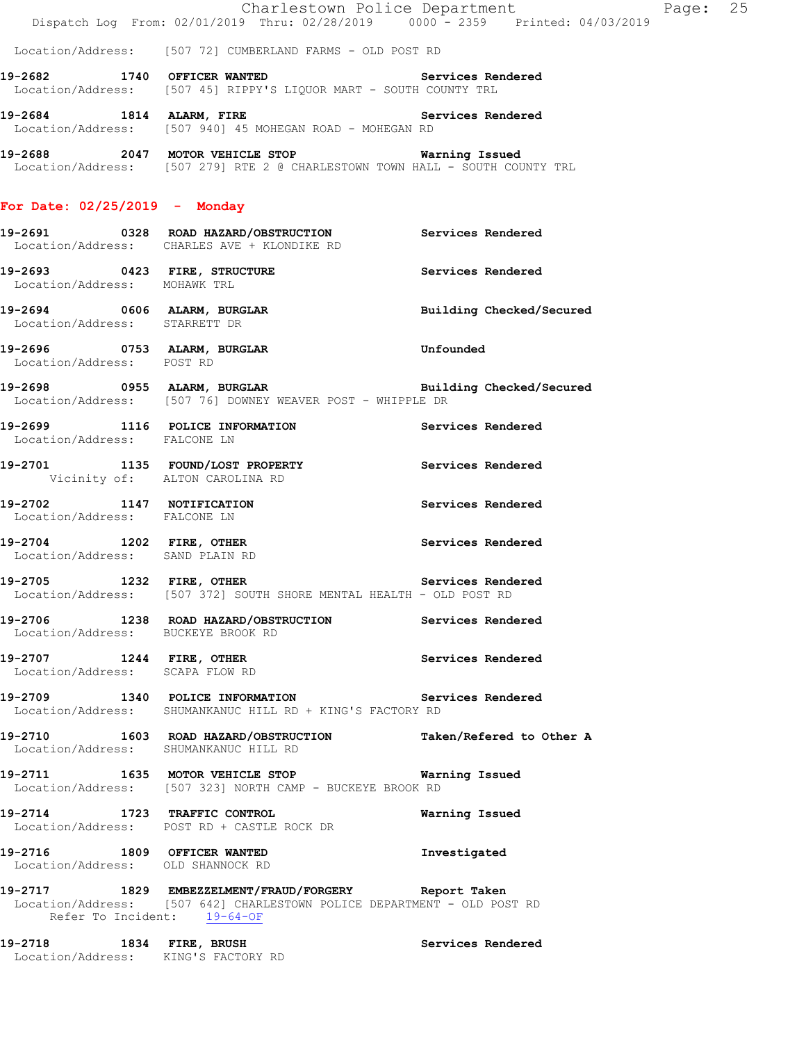Location/Address: [507 72] CUMBERLAND FARMS - OLD POST RD

**19-2682 1740 OFFICER WANTED** Services Rendered
Location/Address: [507 45] RIPPY'S LIQUOR MART - SOUTH COUNTY TRL

**19-2684 1814 ALARM, FIRE** Services Rendered
Location/Address: [507 940] 45 MOHEGAN ROAD - MOHEGAN RD

**19-2688 2047 MOTOR VEHICLE STOP** Warning Issued
Location/Address: [507 279] RTE 2 @ CHARLESTOWN TOWN HALL - SOUTH COUNTY TRL

## For Date: 02/25/2019 - Monday

**19-2691 0328 ROAD HAZARD/OBSTRUCTION** Services Rendered
Location/Address: CHARLES AVE + KLONDIKE RD

**19-2693 0423 FIRE, STRUCTURE** Services Rendered
Location/Address: MOHAWK TRL

**19-2694 0606 ALARM, BURGLAR** Building Checked/Secured
Location/Address: STARRETT DR

**19-2696 0753 ALARM, BURGLAR** Unfounded
Location/Address: POST RD

**19-2698 0955 ALARM, BURGLAR** Building Checked/Secured
Location/Address: [507 76] DOWNEY WEAVER POST - WHIPPLE DR

**19-2699 1116 POLICE INFORMATION** Services Rendered
Location/Address: FALCONE LN

**19-2701 1135 FOUND/LOST PROPERTY** Services Rendered
Vicinity of: ALTON CAROLINA RD

**19-2702 1147 NOTIFICATION** Services Rendered
Location/Address: FALCONE LN

**19-2704 1202 FIRE, OTHER** Services Rendered
Location/Address: SAND PLAIN RD

**19-2705 1232 FIRE, OTHER** Services Rendered
Location/Address: [507 372] SOUTH SHORE MENTAL HEALTH - OLD POST RD

**19-2706 1238 ROAD HAZARD/OBSTRUCTION** Services Rendered
Location/Address: BUCKEYE BROOK RD

**19-2707 1244 FIRE, OTHER** Services Rendered
Location/Address: SCAPA FLOW RD

**19-2709 1340 POLICE INFORMATION** Services Rendered
Location/Address: SHUMANKANUC HILL RD + KING'S FACTORY RD

**19-2710 1603 ROAD HAZARD/OBSTRUCTION** Taken/Refered to Other A
Location/Address: SHUMANKANUC HILL RD

**19-2711 1635 MOTOR VEHICLE STOP** Warning Issued
Location/Address: [507 323] NORTH CAMP - BUCKEYE BROOK RD

**19-2714 1723 TRAFFIC CONTROL** Warning Issued
Location/Address: POST RD + CASTLE ROCK DR

**19-2716 1809 OFFICER WANTED** Investigated
Location/Address: OLD SHANNOCK RD

**19-2717 1829 EMBEZZELMENT/FRAUD/FORGERY** Report Taken
Location/Address: [507 642] CHARLESTOWN POLICE DEPARTMENT - OLD POST RD
Refer To Incident: 19-64-OF

**19-2718 1834 FIRE, BRUSH** Services Rendered
Location/Address: KING'S FACTORY RD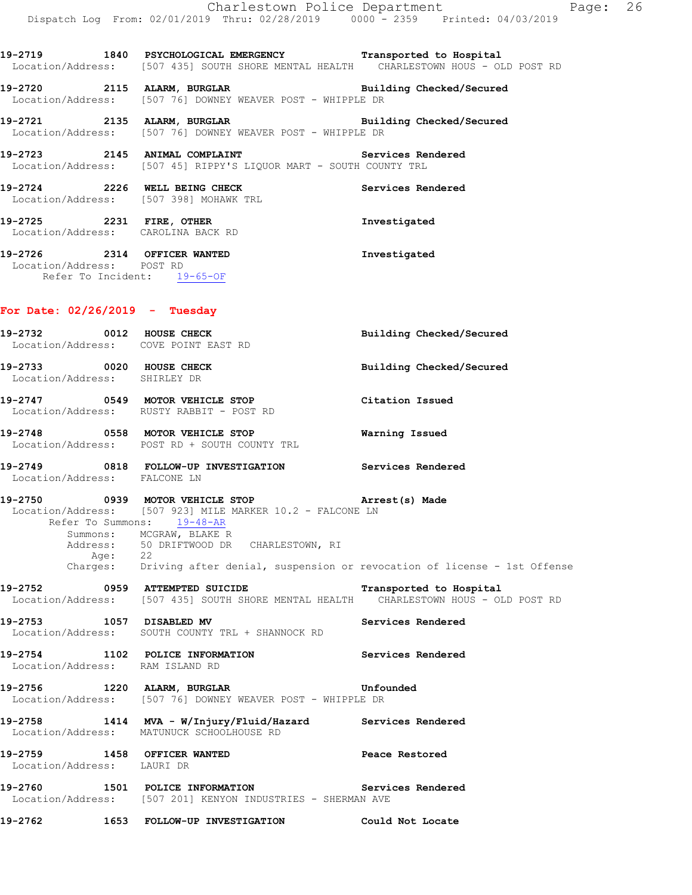19-2719 1840 **PSYCHOLOGICAL EMERGENCY** **Transported to Hospital**
Location/Address: [507 435] SOUTH SHORE MENTAL HEALTH CHARLESTOWN HOUS - OLD POST RD

19-2720 2115 **ALARM, BURGLAR** **Building Checked/Secured**
Location/Address: [507 76] DOWNEY WEAVER POST - WHIPPLE DR

19-2721 2135 **ALARM, BURGLAR** **Building Checked/Secured**
Location/Address: [507 76] DOWNEY WEAVER POST - WHIPPLE DR

19-2723 2145 **ANIMAL COMPLAINT** **Services Rendered**
Location/Address: [507 45] RIPPY'S LIQUOR MART - SOUTH COUNTY TRL

19-2724 2226 **WELL BEING CHECK** **Services Rendered**
Location/Address: [507 398] MOHAWK TRL

19-2725 2231 **FIRE, OTHER** **Investigated**
Location/Address: CAROLINA BACK RD

19-2726 2314 **OFFICER WANTED** **Investigated**
Location/Address: POST RD
Refer To Incident: 19-65-OF

## For Date: 02/26/2019 - Tuesday

19-2732 0012 **HOUSE CHECK** **Building Checked/Secured**
Location/Address: COVE POINT EAST RD

19-2733 0020 **HOUSE CHECK** **Building Checked/Secured**
Location/Address: SHIRLEY DR

19-2747 0549 **MOTOR VEHICLE STOP** **Citation Issued**
Location/Address: RUSTY RABBIT - POST RD

19-2748 0558 **MOTOR VEHICLE STOP** **Warning Issued**
Location/Address: POST RD + SOUTH COUNTY TRL

19-2749 0818 **FOLLOW-UP INVESTIGATION** **Services Rendered**
Location/Address: FALCONE LN

19-2750 0939 **MOTOR VEHICLE STOP** **Arrest(s) Made**
Location/Address: [507 923] MILE MARKER 10.2 - FALCONE LN
Refer To Summons: 19-48-AR
Summons: MCGRAW, BLAKE R
Address: 50 DRIFTWOOD DR CHARLESTOWN, RI
Age: 22
Charges: Driving after denial, suspension or revocation of license - 1st Offense

19-2752 0959 **ATTEMPTED SUICIDE** **Transported to Hospital**
Location/Address: [507 435] SOUTH SHORE MENTAL HEALTH CHARLESTOWN HOUS - OLD POST RD

19-2753 1057 **DISABLED MV** **Services Rendered**
Location/Address: SOUTH COUNTY TRL + SHANNOCK RD

19-2754 1102 **POLICE INFORMATION** **Services Rendered**
Location/Address: RAM ISLAND RD

19-2756 1220 **ALARM, BURGLAR** **Unfounded**
Location/Address: [507 76] DOWNEY WEAVER POST - WHIPPLE DR

19-2758 1414 **MVA - W/Injury/Fluid/Hazard** **Services Rendered**
Location/Address: MATUNUCK SCHOOLHOUSE RD

19-2759 1458 **OFFICER WANTED** **Peace Restored**
Location/Address: LAURI DR

19-2760 1501 **POLICE INFORMATION** **Services Rendered**
Location/Address: [507 201] KENYON INDUSTRIES - SHERMAN AVE

19-2762 1653 **FOLLOW-UP INVESTIGATION** **Could Not Locate**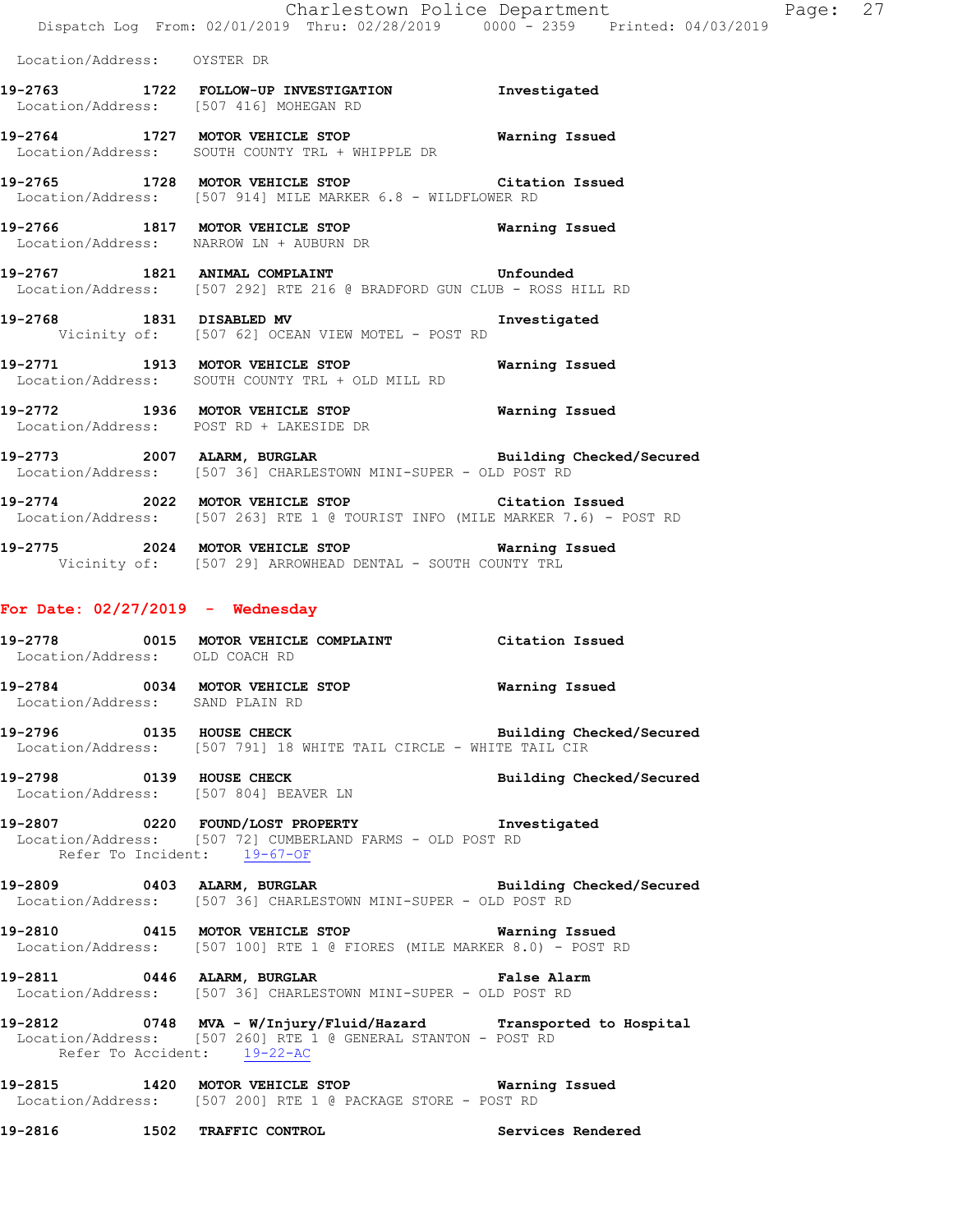Location/Address: OYSTER DR

**19-2763 1722 FOLLOW-UP INVESTIGATION Investigated**
Location/Address: [507 416] MOHEGAN RD

**19-2764 1727 MOTOR VEHICLE STOP Warning Issued**
Location/Address: SOUTH COUNTY TRL + WHIPPLE DR

**19-2765 1728 MOTOR VEHICLE STOP Citation Issued**
Location/Address: [507 914] MILE MARKER 6.8 - WILDFLOWER RD

**19-2766 1817 MOTOR VEHICLE STOP Warning Issued**
Location/Address: NARROW LN + AUBURN DR

**19-2767 1821 ANIMAL COMPLAINT Unfounded**
Location/Address: [507 292] RTE 216 @ BRADFORD GUN CLUB - ROSS HILL RD

**19-2768 1831 DISABLED MV Investigated**
Vicinity of: [507 62] OCEAN VIEW MOTEL - POST RD

**19-2771 1913 MOTOR VEHICLE STOP Warning Issued**
Location/Address: SOUTH COUNTY TRL + OLD MILL RD

**19-2772 1936 MOTOR VEHICLE STOP Warning Issued**
Location/Address: POST RD + LAKESIDE DR

**19-2773 2007 ALARM, BURGLAR Building Checked/Secured**
Location/Address: [507 36] CHARLESTOWN MINI-SUPER - OLD POST RD

**19-2774 2022 MOTOR VEHICLE STOP Citation Issued**
Location/Address: [507 263] RTE 1 @ TOURIST INFO (MILE MARKER 7.6) - POST RD

**19-2775 2024 MOTOR VEHICLE STOP Warning Issued**
Vicinity of: [507 29] ARROWHEAD DENTAL - SOUTH COUNTY TRL

## For Date: 02/27/2019 - Wednesday

**19-2778 0015 MOTOR VEHICLE COMPLAINT Citation Issued**
Location/Address: OLD COACH RD

**19-2784 0034 MOTOR VEHICLE STOP Warning Issued**
Location/Address: SAND PLAIN RD

**19-2796 0135 HOUSE CHECK Building Checked/Secured**
Location/Address: [507 791] 18 WHITE TAIL CIRCLE - WHITE TAIL CIR

**19-2798 0139 HOUSE CHECK Building Checked/Secured**
Location/Address: [507 804] BEAVER LN

**19-2807 0220 FOUND/LOST PROPERTY Investigated**
Location/Address: [507 72] CUMBERLAND FARMS - OLD POST RD
Refer To Incident: 19-67-OF

**19-2809 0403 ALARM, BURGLAR Building Checked/Secured**
Location/Address: [507 36] CHARLESTOWN MINI-SUPER - OLD POST RD

**19-2810 0415 MOTOR VEHICLE STOP Warning Issued**
Location/Address: [507 100] RTE 1 @ FIORES (MILE MARKER 8.0) - POST RD

**19-2811 0446 ALARM, BURGLAR False Alarm**
Location/Address: [507 36] CHARLESTOWN MINI-SUPER - OLD POST RD

**19-2812 0748 MVA - W/Injury/Fluid/Hazard Transported to Hospital**
Location/Address: [507 260] RTE 1 @ GENERAL STANTON - POST RD
Refer To Accident: 19-22-AC

**19-2815 1420 MOTOR VEHICLE STOP Warning Issued**
Location/Address: [507 200] RTE 1 @ PACKAGE STORE - POST RD

**19-2816 1502 TRAFFIC CONTROL Services Rendered**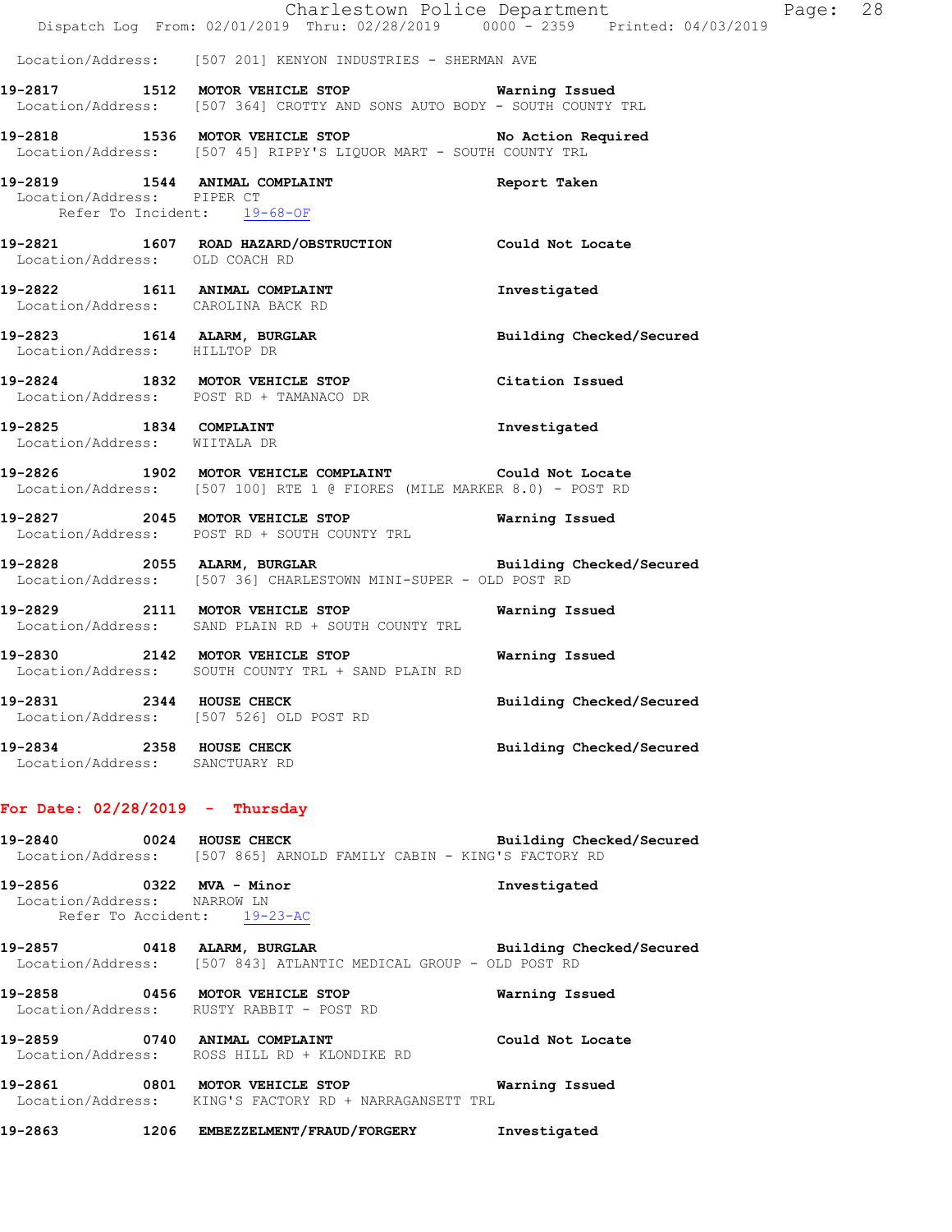Location/Address: [507 201] KENYON INDUSTRIES - SHERMAN AVE

**19-2817 1512 MOTOR VEHICLE STOP** **Warning Issued**
Location/Address: [507 364] CROTTY AND SONS AUTO BODY - SOUTH COUNTY TRL

**19-2818 1536 MOTOR VEHICLE STOP** **No Action Required**
Location/Address: [507 45] RIPPY'S LIQUOR MART - SOUTH COUNTY TRL

**19-2819 1544 ANIMAL COMPLAINT** **Report Taken**
Location/Address: PIPER CT
Refer To Incident: 19-68-OF

**19-2821 1607 ROAD HAZARD/OBSTRUCTION** **Could Not Locate**
Location/Address: OLD COACH RD

**19-2822 1611 ANIMAL COMPLAINT** **Investigated**
Location/Address: CAROLINA BACK RD

**19-2823 1614 ALARM, BURGLAR** **Building Checked/Secured**
Location/Address: HILLTOP DR

**19-2824 1832 MOTOR VEHICLE STOP** **Citation Issued**
Location/Address: POST RD + TAMANACO DR

**19-2825 1834 COMPLAINT** **Investigated**
Location/Address: WIITALA DR

**19-2826 1902 MOTOR VEHICLE COMPLAINT** **Could Not Locate**
Location/Address: [507 100] RTE 1 @ FIORES (MILE MARKER 8.0) - POST RD

**19-2827 2045 MOTOR VEHICLE STOP** **Warning Issued**
Location/Address: POST RD + SOUTH COUNTY TRL

**19-2828 2055 ALARM, BURGLAR** **Building Checked/Secured**
Location/Address: [507 36] CHARLESTOWN MINI-SUPER - OLD POST RD

**19-2829 2111 MOTOR VEHICLE STOP** **Warning Issued**
Location/Address: SAND PLAIN RD + SOUTH COUNTY TRL

**19-2830 2142 MOTOR VEHICLE STOP** **Warning Issued**
Location/Address: SOUTH COUNTY TRL + SAND PLAIN RD

**19-2831 2344 HOUSE CHECK** **Building Checked/Secured**
Location/Address: [507 526] OLD POST RD

**19-2834 2358 HOUSE CHECK** **Building Checked/Secured**
Location/Address: SANCTUARY RD

## For Date: 02/28/2019 - Thursday

**19-2840 0024 HOUSE CHECK** **Building Checked/Secured**
Location/Address: [507 865] ARNOLD FAMILY CABIN - KING'S FACTORY RD

**19-2856 0322 MVA - Minor** **Investigated**
Location/Address: NARROW LN
Refer To Accident: 19-23-AC

**19-2857 0418 ALARM, BURGLAR** **Building Checked/Secured**
Location/Address: [507 843] ATLANTIC MEDICAL GROUP - OLD POST RD

**19-2858 0456 MOTOR VEHICLE STOP** **Warning Issued**
Location/Address: RUSTY RABBIT - POST RD

**19-2859 0740 ANIMAL COMPLAINT** **Could Not Locate**
Location/Address: ROSS HILL RD + KLONDIKE RD

**19-2861 0801 MOTOR VEHICLE STOP** **Warning Issued**
Location/Address: KING'S FACTORY RD + NARRAGANSETT TRL

**19-2863 1206 EMBEZZELMENT/FRAUD/FORGERY** **Investigated**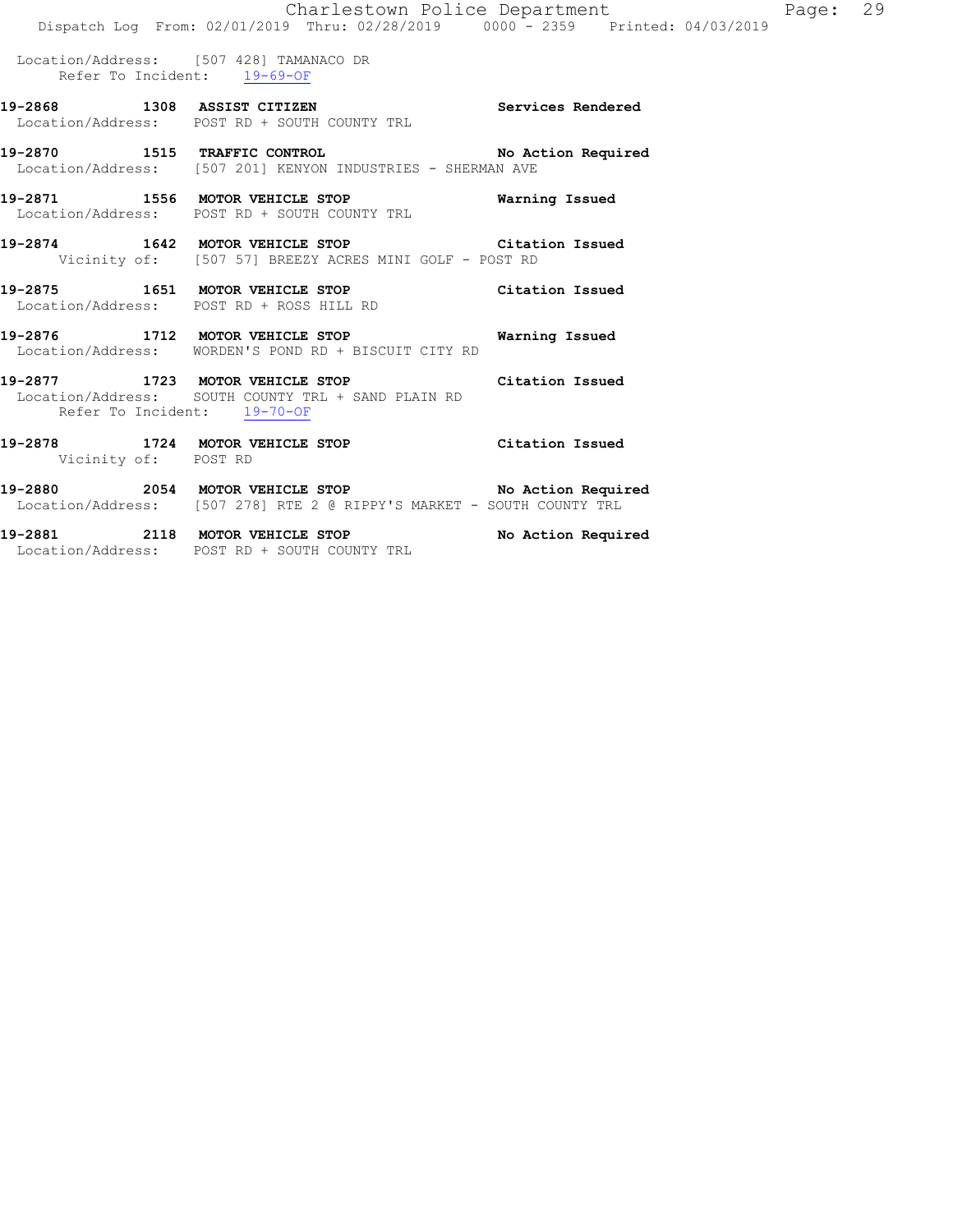Location/Address: [507 428] TAMANACO DR
Refer To Incident: 19-69-OF

**19-2868 1308 ASSIST CITIZEN** **Services Rendered**
Location/Address: POST RD + SOUTH COUNTY TRL

**19-2870 1515 TRAFFIC CONTROL** **No Action Required**
Location/Address: [507 201] KENYON INDUSTRIES - SHERMAN AVE

**19-2871 1556 MOTOR VEHICLE STOP** **Warning Issued**
Location/Address: POST RD + SOUTH COUNTY TRL

**19-2874 1642 MOTOR VEHICLE STOP** **Citation Issued**
Vicinity of: [507 57] BREEZY ACRES MINI GOLF - POST RD

**19-2875 1651 MOTOR VEHICLE STOP** **Citation Issued**
Location/Address: POST RD + ROSS HILL RD

**19-2876 1712 MOTOR VEHICLE STOP** **Warning Issued**
Location/Address: WORDEN'S POND RD + BISCUIT CITY RD

**19-2877 1723 MOTOR VEHICLE STOP** **Citation Issued**
Location/Address: SOUTH COUNTY TRL + SAND PLAIN RD
Refer To Incident: 19-70-OF

**19-2878 1724 MOTOR VEHICLE STOP** **Citation Issued**
Vicinity of: POST RD

**19-2880 2054 MOTOR VEHICLE STOP** **No Action Required**
Location/Address: [507 278] RTE 2 @ RIPPY'S MARKET - SOUTH COUNTY TRL

**19-2881 2118 MOTOR VEHICLE STOP** **No Action Required**
Location/Address: POST RD + SOUTH COUNTY TRL